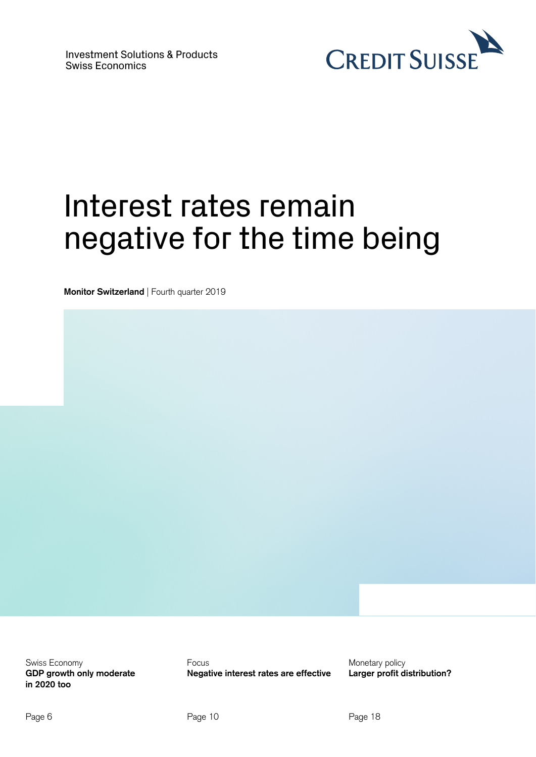Investment Solutions & Products
Swiss Economics

CREDIT SUISSE

# Interest rates remain negative for the time being

**Monitor Switzerland** | Fourth quarter 2019

Swiss Economy
**GDP growth only moderate in 2020 too**

Page 6

Focus
**Negative interest rates are effective**

Page 10

Monetary policy
**Larger profit distribution?**

Page 18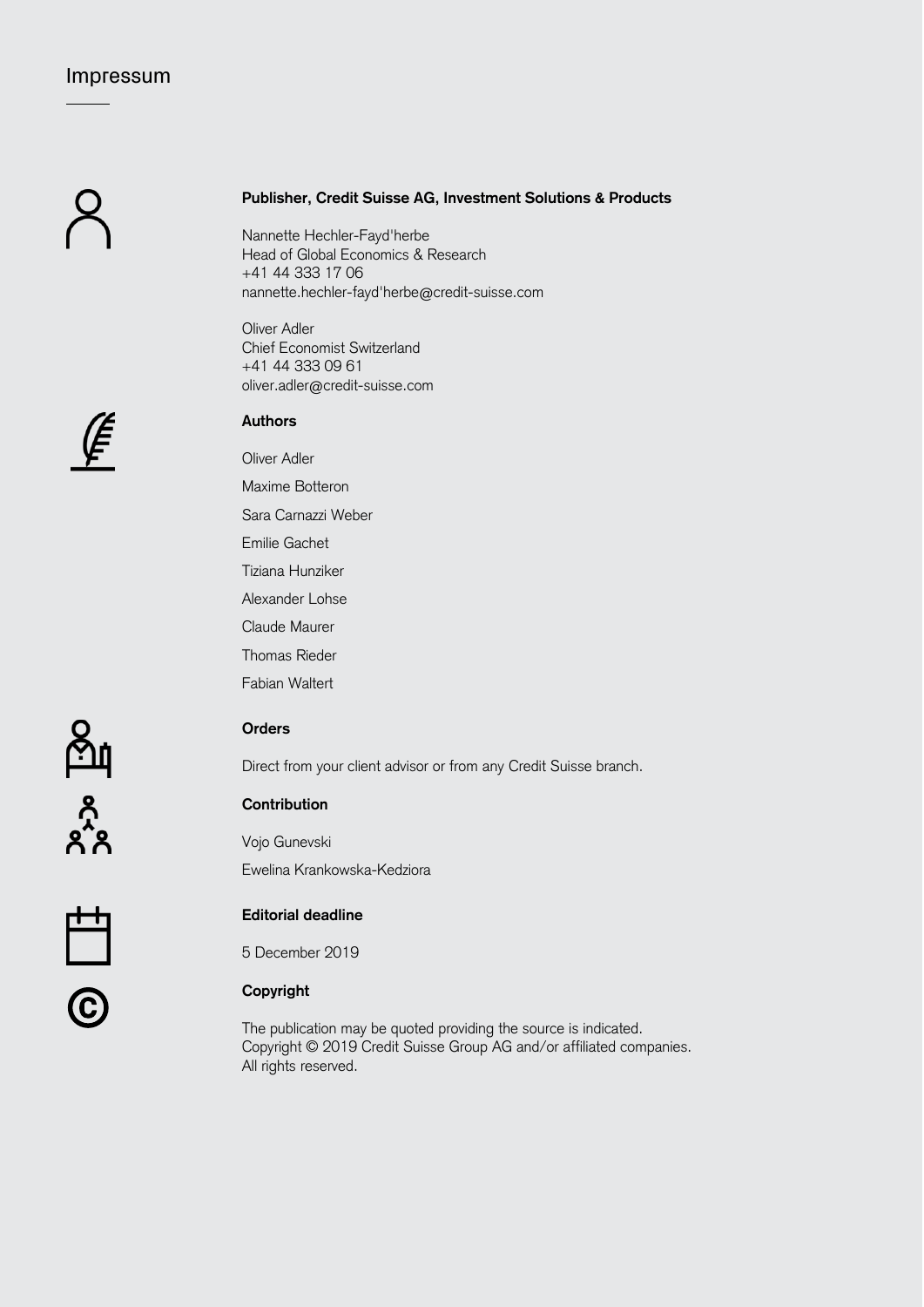# Impressum

**Publisher, Credit Suisse AG, Investment Solutions & Products**

Nannette Hechler-Fayd'herbe
Head of Global Economics & Research
+41 44 333 17 06
nannette.hechler-fayd'herbe@credit-suisse.com

Oliver Adler
Chief Economist Switzerland
+41 44 333 09 61
oliver.adler@credit-suisse.com

**Authors**

Oliver Adler

Maxime Botteron

Sara Carnazzi Weber

Emilie Gachet

Tiziana Hunziker

Alexander Lohse

Claude Maurer

Thomas Rieder

Fabian Waltert

**Orders**

Direct from your client advisor or from any Credit Suisse branch.

**Contribution**

Vojo Gunevski

Ewelina Krankowska-Kedziora

**Editorial deadline**

5 December 2019

**Copyright**

The publication may be quoted providing the source is indicated.
Copyright © 2019 Credit Suisse Group AG and/or affiliated companies.
All rights reserved.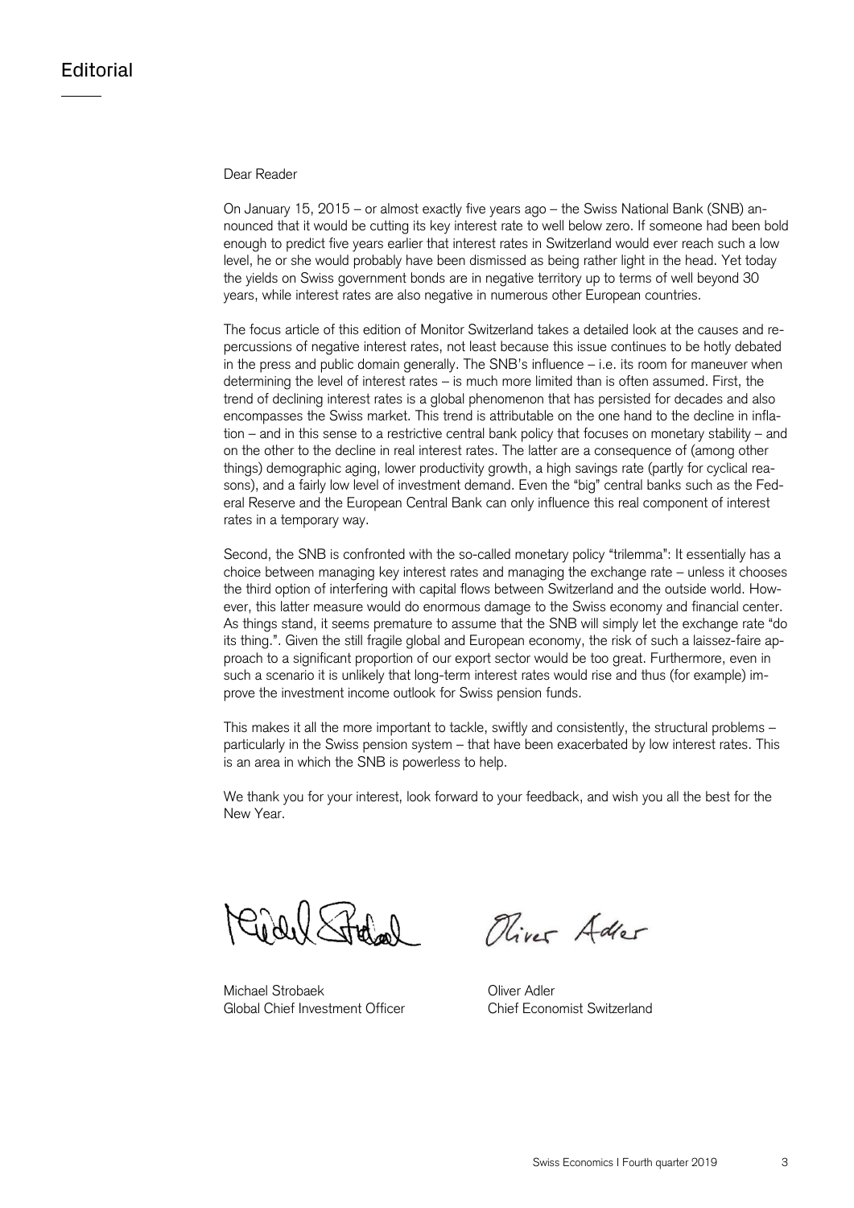# Editorial

Dear Reader

On January 15, 2015 – or almost exactly five years ago – the Swiss National Bank (SNB) announced that it would be cutting its key interest rate to well below zero. If someone had been bold enough to predict five years earlier that interest rates in Switzerland would ever reach such a low level, he or she would probably have been dismissed as being rather light in the head. Yet today the yields on Swiss government bonds are in negative territory up to terms of well beyond 30 years, while interest rates are also negative in numerous other European countries.

The focus article of this edition of Monitor Switzerland takes a detailed look at the causes and repercussions of negative interest rates, not least because this issue continues to be hotly debated in the press and public domain generally. The SNB's influence – i.e. its room for maneuver when determining the level of interest rates – is much more limited than is often assumed. First, the trend of declining interest rates is a global phenomenon that has persisted for decades and also encompasses the Swiss market. This trend is attributable on the one hand to the decline in inflation – and in this sense to a restrictive central bank policy that focuses on monetary stability – and on the other to the decline in real interest rates. The latter are a consequence of (among other things) demographic aging, lower productivity growth, a high savings rate (partly for cyclical reasons), and a fairly low level of investment demand. Even the "big" central banks such as the Federal Reserve and the European Central Bank can only influence this real component of interest rates in a temporary way.

Second, the SNB is confronted with the so-called monetary policy "trilemma": It essentially has a choice between managing key interest rates and managing the exchange rate – unless it chooses the third option of interfering with capital flows between Switzerland and the outside world. However, this latter measure would do enormous damage to the Swiss economy and financial center. As things stand, it seems premature to assume that the SNB will simply let the exchange rate "do its thing.". Given the still fragile global and European economy, the risk of such a laissez-faire approach to a significant proportion of our export sector would be too great. Furthermore, even in such a scenario it is unlikely that long-term interest rates would rise and thus (for example) improve the investment income outlook for Swiss pension funds.

This makes it all the more important to tackle, swiftly and consistently, the structural problems – particularly in the Swiss pension system – that have been exacerbated by low interest rates. This is an area in which the SNB is powerless to help.

We thank you for your interest, look forward to your feedback, and wish you all the best for the New Year.

Michael Strobaek
Global Chief Investment Officer

Oliver Adler
Chief Economist Switzerland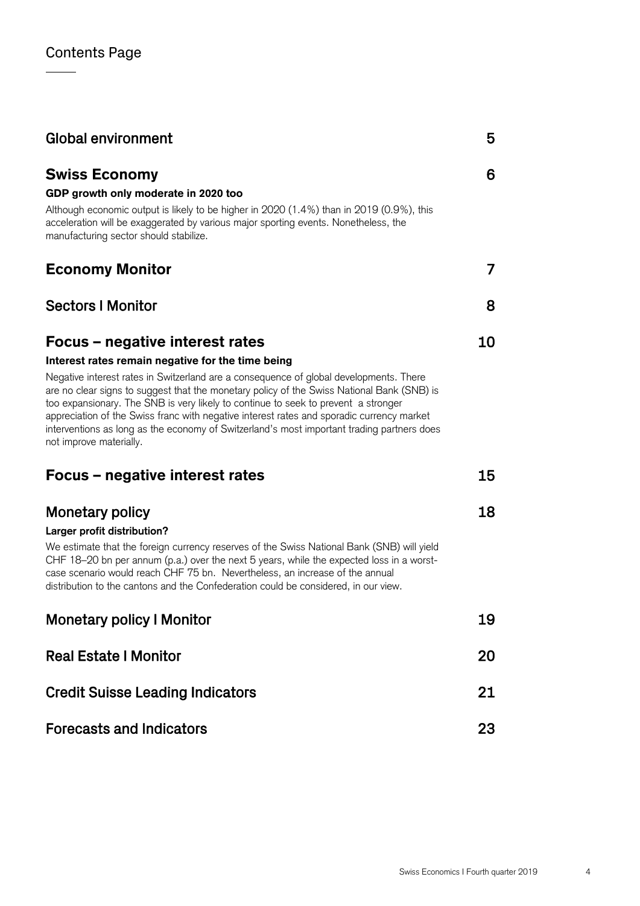# Contents Page

| | |
|---|---|
| **Global environment** | 5 |
| **Swiss Economy** | 6 |
| **Economy Monitor** | 7 |
| **Sectors I Monitor** | 8 |
| **Focus – negative interest rates** | 10 |
| **Focus – negative interest rates** | 15 |
| **Monetary policy** | 18 |
| **Monetary policy I Monitor** | 19 |
| **Real Estate I Monitor** | 20 |
| **Credit Suisse Leading Indicators** | 21 |
| **Forecasts and Indicators** | 23 |

## Global environment — 5

## Swiss Economy — 6

**GDP growth only moderate in 2020 too**

Although economic output is likely to be higher in 2020 (1.4%) than in 2019 (0.9%), this acceleration will be exaggerated by various major sporting events. Nonetheless, the manufacturing sector should stabilize.

## Economy Monitor — 7

## Sectors I Monitor — 8

## Focus – negative interest rates — 10

**Interest rates remain negative for the time being**

Negative interest rates in Switzerland are a consequence of global developments. There are no clear signs to suggest that the monetary policy of the Swiss National Bank (SNB) is too expansionary. The SNB is very likely to continue to seek to prevent a stronger appreciation of the Swiss franc with negative interest rates and sporadic currency market interventions as long as the economy of Switzerland's most important trading partners does not improve materially.

## Focus – negative interest rates — 15

## Monetary policy — 18

**Larger profit distribution?**

We estimate that the foreign currency reserves of the Swiss National Bank (SNB) will yield CHF 18–20 bn per annum (p.a.) over the next 5 years, while the expected loss in a worst-case scenario would reach CHF 75 bn. Nevertheless, an increase of the annual distribution to the cantons and the Confederation could be considered, in our view.

## Monetary policy I Monitor — 19

## Real Estate I Monitor — 20

## Credit Suisse Leading Indicators — 21

## Forecasts and Indicators — 23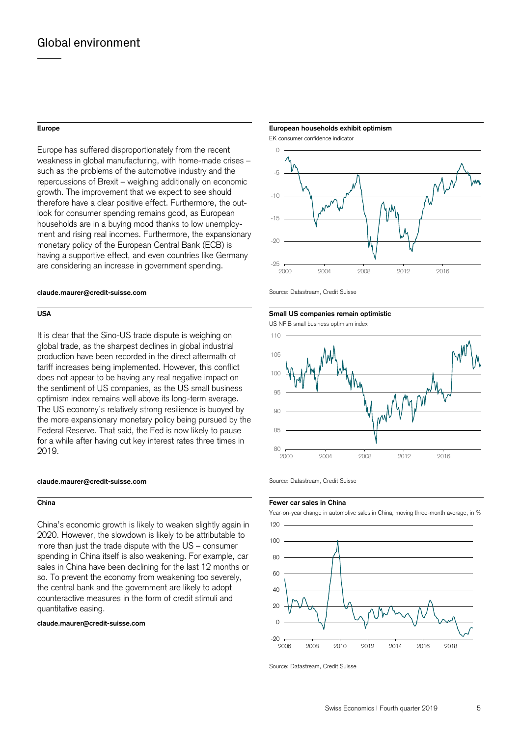# Global environment

### Europe

Europe has suffered disproportionately from the recent weakness in global manufacturing, with home-made crises – such as the problems of the automotive industry and the repercussions of Brexit – weighing additionally on economic growth. The improvement that we expect to see should therefore have a clear positive effect. Furthermore, the outlook for consumer spending remains good, as European households are in a buying mood thanks to low unemployment and rising real incomes. Furthermore, the expansionary monetary policy of the European Central Bank (ECB) is having a supportive effect, and even countries like Germany are considering an increase in government spending.

**claude.maurer@credit-suisse.com**

**European households exhibit optimism**

EK consumer confidence indicator

Source: Datastream, Credit Suisse

### USA

It is clear that the Sino-US trade dispute is weighing on global trade, as the sharpest declines in global industrial production have been recorded in the direct aftermath of tariff increases being implemented. However, this conflict does not appear to be having any real negative impact on the sentiment of US companies, as the US small business optimism index remains well above its long-term average. The US economy's relatively strong resilience is buoyed by the more expansionary monetary policy being pursued by the Federal Reserve. That said, the Fed is now likely to pause for a while after having cut key interest rates three times in 2019.

**claude.maurer@credit-suisse.com**

**Small US companies remain optimistic**

US NFIB small business optimism index

Source: Datastream, Credit Suisse

### China

China's economic growth is likely to weaken slightly again in 2020. However, the slowdown is likely to be attributable to more than just the trade dispute with the US – consumer spending in China itself is also weakening. For example, car sales in China have been declining for the last 12 months or so. To prevent the economy from weakening too severely, the central bank and the government are likely to adopt counteractive measures in the form of credit stimuli and quantitative easing.

**claude.maurer@credit-suisse.com**

**Fewer car sales in China**

Year-on-year change in automotive sales in China, moving three-month average, in %

Source: Datastream, Credit Suisse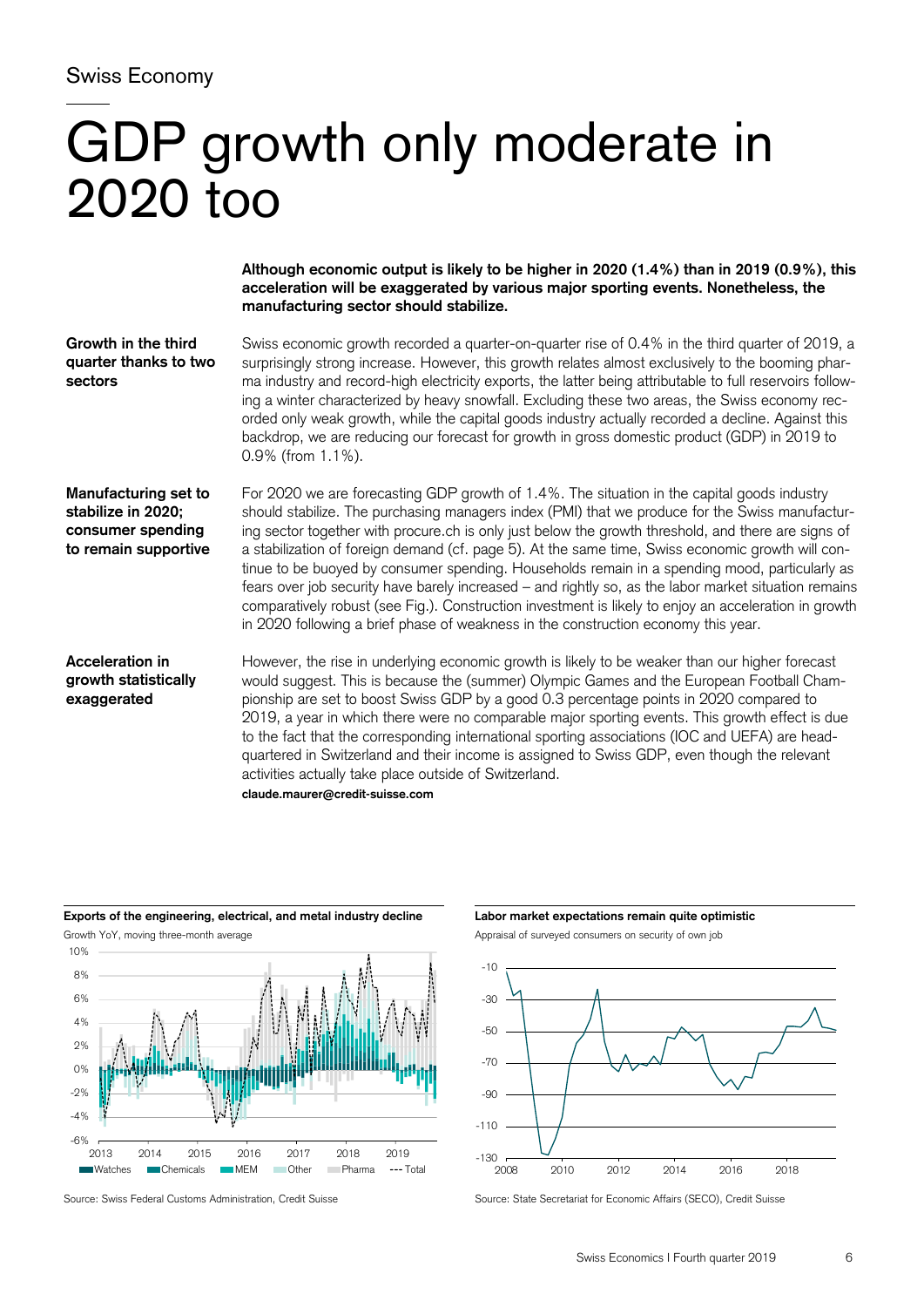Swiss Economy

# GDP growth only moderate in 2020 too

**Although economic output is likely to be higher in 2020 (1.4%) than in 2019 (0.9%), this acceleration will be exaggerated by various major sporting events. Nonetheless, the manufacturing sector should stabilize.**

**Growth in the third quarter thanks to two sectors**

Swiss economic growth recorded a quarter-on-quarter rise of 0.4% in the third quarter of 2019, a surprisingly strong increase. However, this growth relates almost exclusively to the booming pharma industry and record-high electricity exports, the latter being attributable to full reservoirs following a winter characterized by heavy snowfall. Excluding these two areas, the Swiss economy recorded only weak growth, while the capital goods industry actually recorded a decline. Against this backdrop, we are reducing our forecast for growth in gross domestic product (GDP) in 2019 to 0.9% (from 1.1%).

**Manufacturing set to stabilize in 2020; consumer spending to remain supportive**

For 2020 we are forecasting GDP growth of 1.4%. The situation in the capital goods industry should stabilize. The purchasing managers index (PMI) that we produce for the Swiss manufacturing sector together with procure.ch is only just below the growth threshold, and there are signs of a stabilization of foreign demand (cf. page 5). At the same time, Swiss economic growth will continue to be buoyed by consumer spending. Households remain in a spending mood, particularly as fears over job security have barely increased – and rightly so, as the labor market situation remains comparatively robust (see Fig.). Construction investment is likely to enjoy an acceleration in growth in 2020 following a brief phase of weakness in the construction economy this year.

**Acceleration in growth statistically exaggerated**

However, the rise in underlying economic growth is likely to be weaker than our higher forecast would suggest. This is because the (summer) Olympic Games and the European Football Championship are set to boost Swiss GDP by a good 0.3 percentage points in 2020 compared to 2019, a year in which there were no comparable major sporting events. This growth effect is due to the fact that the corresponding international sporting associations (IOC and UEFA) are headquartered in Switzerland and their income is assigned to Swiss GDP, even though the relevant activities actually take place outside of Switzerland.

**claude.maurer@credit-suisse.com**

**Exports of the engineering, electrical, and metal industry decline**

Growth YoY, moving three-month average

Legend: Watches, Chemicals, MEM, Other, Pharma, Total

Source: Swiss Federal Customs Administration, Credit Suisse

**Labor market expectations remain quite optimistic**

Appraisal of surveyed consumers on security of own job

Source: State Secretariat for Economic Affairs (SECO), Credit Suisse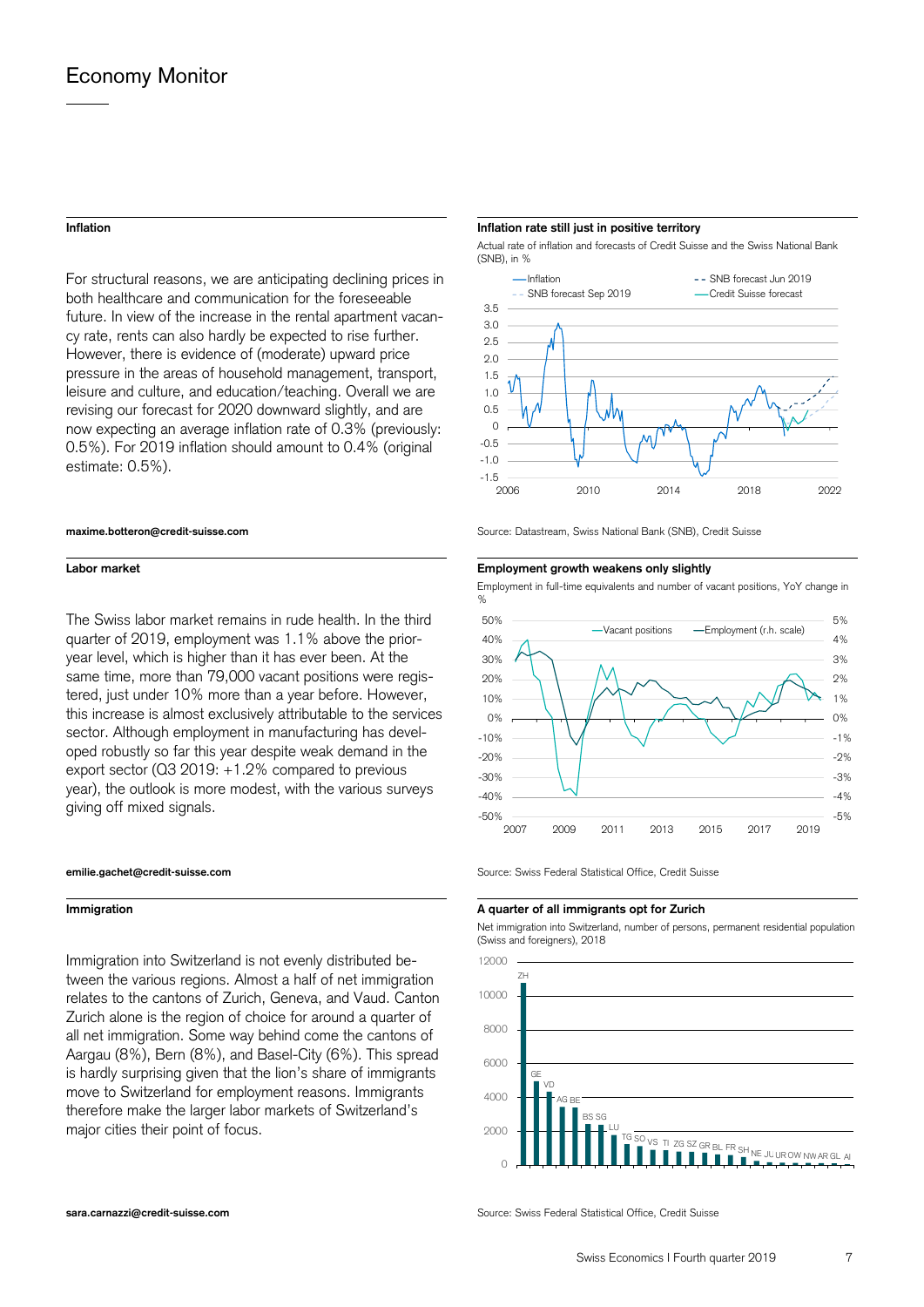# Economy Monitor

## Inflation

For structural reasons, we are anticipating declining prices in both healthcare and communication for the foreseeable future. In view of the increase in the rental apartment vacancy rate, rents can also hardly be expected to rise further. However, there is evidence of (moderate) upward price pressure in the areas of household management, transport, leisure and culture, and education/teaching. Overall we are revising our forecast for 2020 downward slightly, and are now expecting an average inflation rate of 0.3% (previously: 0.5%). For 2019 inflation should amount to 0.4% (original estimate: 0.5%).

**maxime.botteron@credit-suisse.com**

**Inflation rate still just in positive territory**

Actual rate of inflation and forecasts of Credit Suisse and the Swiss National Bank (SNB), in %

Source: Datastream, Swiss National Bank (SNB), Credit Suisse

## Labor market

The Swiss labor market remains in rude health. In the third quarter of 2019, employment was 1.1% above the prior-year level, which is higher than it has ever been. At the same time, more than 79,000 vacant positions were registered, just under 10% more than a year before. However, this increase is almost exclusively attributable to the services sector. Although employment in manufacturing has developed robustly so far this year despite weak demand in the export sector (Q3 2019: +1.2% compared to previous year), the outlook is more modest, with the various surveys giving off mixed signals.

**emilie.gachet@credit-suisse.com**

**Employment growth weakens only slightly**

Employment in full-time equivalents and number of vacant positions, YoY change in %

Source: Swiss Federal Statistical Office, Credit Suisse

## Immigration

Immigration into Switzerland is not evenly distributed between the various regions. Almost a half of net immigration relates to the cantons of Zurich, Geneva, and Vaud. Canton Zurich alone is the region of choice for around a quarter of all net immigration. Some way behind come the cantons of Aargau (8%), Bern (8%), and Basel-City (6%). This spread is hardly surprising given that the lion's share of immigrants move to Switzerland for employment reasons. Immigrants therefore make the larger labor markets of Switzerland's major cities their point of focus.

**sara.carnazzi@credit-suisse.com**

**A quarter of all immigrants opt for Zurich**

Net immigration into Switzerland, number of persons, permanent residential population (Swiss and foreigners), 2018

Source: Swiss Federal Statistical Office, Credit Suisse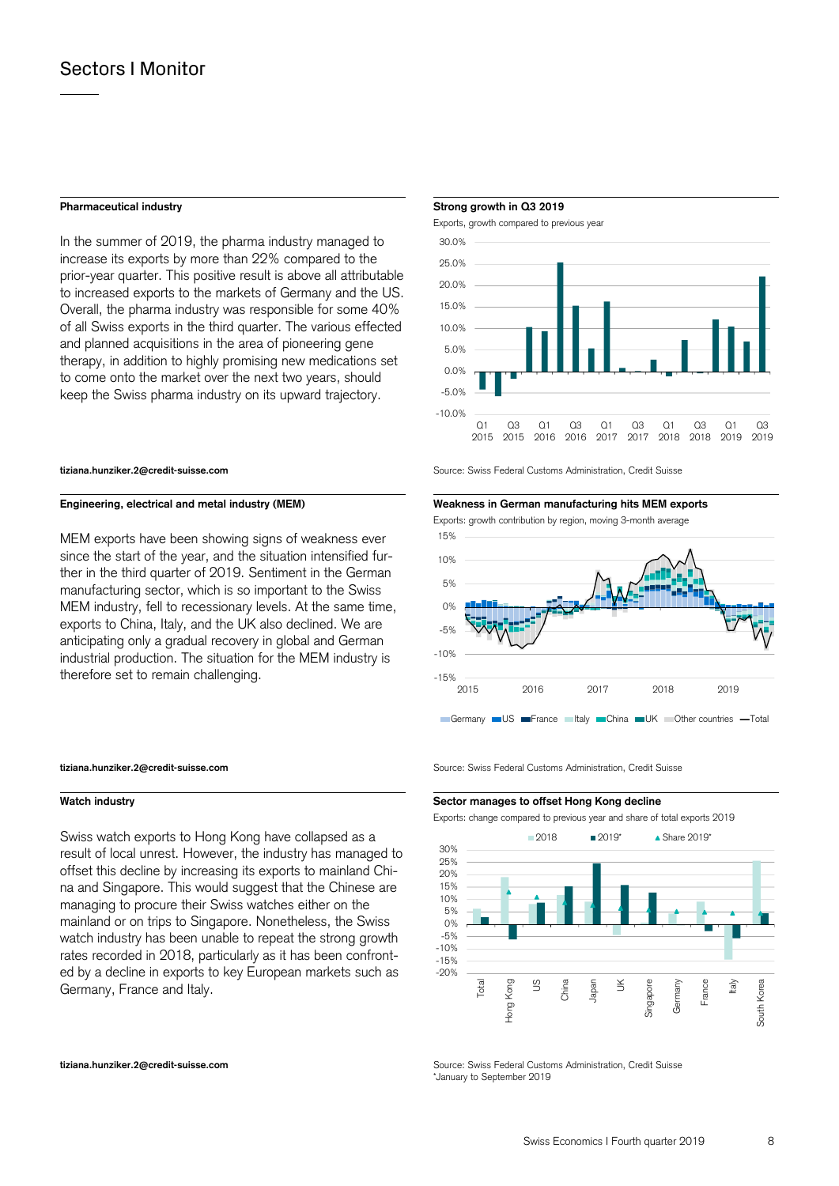## Sectors I Monitor

### Pharmaceutical industry

In the summer of 2019, the pharma industry managed to increase its exports by more than 22% compared to the prior-year quarter. This positive result is above all attributable to increased exports to the markets of Germany and the US. Overall, the pharma industry was responsible for some 40% of all Swiss exports in the third quarter. The various effected and planned acquisitions in the area of pioneering gene therapy, in addition to highly promising new medications set to come onto the market over the next two years, should keep the Swiss pharma industry on its upward trajectory.

tiziana.hunziker.2@credit-suisse.com

**Strong growth in Q3 2019**

Exports, growth compared to previous year

Source: Swiss Federal Customs Administration, Credit Suisse

### Engineering, electrical and metal industry (MEM)

MEM exports have been showing signs of weakness ever since the start of the year, and the situation intensified further in the third quarter of 2019. Sentiment in the German manufacturing sector, which is so important to the Swiss MEM industry, fell to recessionary levels. At the same time, exports to China, Italy, and the UK also declined. We are anticipating only a gradual recovery in global and German industrial production. The situation for the MEM industry is therefore set to remain challenging.

tiziana.hunziker.2@credit-suisse.com

**Weakness in German manufacturing hits MEM exports**

Exports: growth contribution by region, moving 3-month average

Source: Swiss Federal Customs Administration, Credit Suisse

### Watch industry

Swiss watch exports to Hong Kong have collapsed as a result of local unrest. However, the industry has managed to offset this decline by increasing its exports to mainland China and Singapore. This would suggest that the Chinese are managing to procure their Swiss watches either on the mainland or on trips to Singapore. Nonetheless, the Swiss watch industry has been unable to repeat the strong growth rates recorded in 2018, particularly as it has been confronted by a decline in exports to key European markets such as Germany, France and Italy.

tiziana.hunziker.2@credit-suisse.com

**Sector manages to offset Hong Kong decline**

Exports: change compared to previous year and share of total exports 2019

Source: Swiss Federal Customs Administration, Credit Suisse
*January to September 2019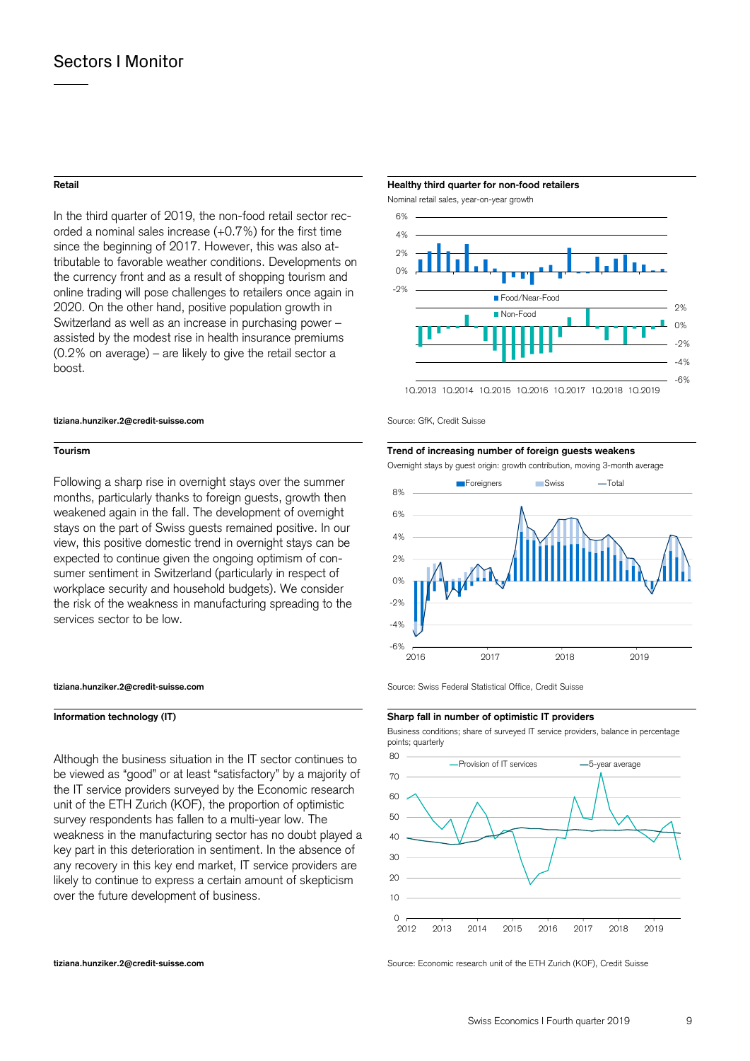## Sectors I Monitor

### Retail

In the third quarter of 2019, the non-food retail sector recorded a nominal sales increase (+0.7%) for the first time since the beginning of 2017. However, this was also attributable to favorable weather conditions. Developments on the currency front and as a result of shopping tourism and online trading will pose challenges to retailers once again in 2020. On the other hand, positive population growth in Switzerland as well as an increase in purchasing power – assisted by the modest rise in health insurance premiums (0.2% on average) – are likely to give the retail sector a boost.

**tiziana.hunziker.2@credit-suisse.com**

**Healthy third quarter for non-food retailers**

Nominal retail sales, year-on-year growth

Source: GfK, Credit Suisse

### Tourism

Following a sharp rise in overnight stays over the summer months, particularly thanks to foreign guests, growth then weakened again in the fall. The development of overnight stays on the part of Swiss guests remained positive. In our view, this positive domestic trend in overnight stays can be expected to continue given the ongoing optimism of consumer sentiment in Switzerland (particularly in respect of workplace security and household budgets). We consider the risk of the weakness in manufacturing spreading to the services sector to be low.

**tiziana.hunziker.2@credit-suisse.com**

**Trend of increasing number of foreign guests weakens**

Overnight stays by guest origin: growth contribution, moving 3-month average

Source: Swiss Federal Statistical Office, Credit Suisse

### Information technology (IT)

Although the business situation in the IT sector continues to be viewed as "good" or at least "satisfactory" by a majority of the IT service providers surveyed by the Economic research unit of the ETH Zurich (KOF), the proportion of optimistic survey respondents has fallen to a multi-year low. The weakness in the manufacturing sector has no doubt played a key part in this deterioration in sentiment. In the absence of any recovery in this key end market, IT service providers are likely to continue to express a certain amount of skepticism over the future development of business.

**tiziana.hunziker.2@credit-suisse.com**

**Sharp fall in number of optimistic IT providers**

Business conditions; share of surveyed IT service providers, balance in percentage points; quarterly

Source: Economic research unit of the ETH Zurich (KOF), Credit Suisse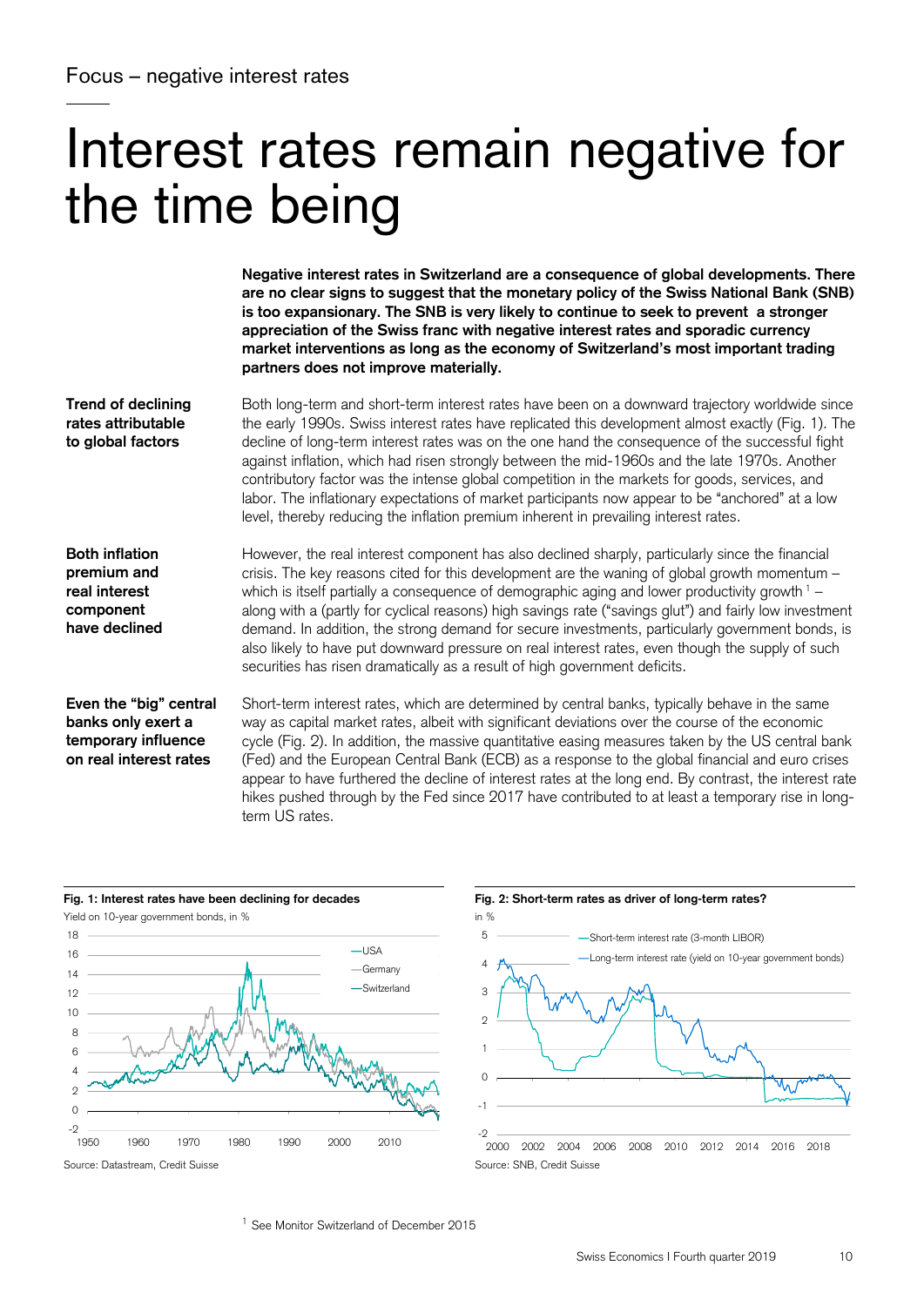Focus – negative interest rates

# Interest rates remain negative for the time being

**Negative interest rates in Switzerland are a consequence of global developments. There are no clear signs to suggest that the monetary policy of the Swiss National Bank (SNB) is too expansionary. The SNB is very likely to continue to seek to prevent a stronger appreciation of the Swiss franc with negative interest rates and sporadic currency market interventions as long as the economy of Switzerland's most important trading partners does not improve materially.**

**Trend of declining rates attributable to global factors**

Both long-term and short-term interest rates have been on a downward trajectory worldwide since the early 1990s. Swiss interest rates have replicated this development almost exactly (Fig. 1). The decline of long-term interest rates was on the one hand the consequence of the successful fight against inflation, which had risen strongly between the mid-1960s and the late 1970s. Another contributory factor was the intense global competition in the markets for goods, services, and labor. The inflationary expectations of market participants now appear to be "anchored" at a low level, thereby reducing the inflation premium inherent in prevailing interest rates.

**Both inflation premium and real interest component have declined**

However, the real interest component has also declined sharply, particularly since the financial crisis. The key reasons cited for this development are the waning of global growth momentum – which is itself partially a consequence of demographic aging and lower productivity growth [1] – along with a (partly for cyclical reasons) high savings rate ("savings glut") and fairly low investment demand. In addition, the strong demand for secure investments, particularly government bonds, is also likely to have put downward pressure on real interest rates, even though the supply of such securities has risen dramatically as a result of high government deficits.

**Even the "big" central banks only exert a temporary influence on real interest rates**

Short-term interest rates, which are determined by central banks, typically behave in the same way as capital market rates, albeit with significant deviations over the course of the economic cycle (Fig. 2). In addition, the massive quantitative easing measures taken by the US central bank (Fed) and the European Central Bank (ECB) as a response to the global financial and euro crises appear to have furthered the decline of interest rates at the long end. By contrast, the interest rate hikes pushed through by the Fed since 2017 have contributed to at least a temporary rise in long-term US rates.

**Fig. 1: Interest rates have been declining for decades**

Yield on 10-year government bonds, in %

Source: Datastream, Credit Suisse

**Fig. 2: Short-term rates as driver of long-term rates?**

in %

Source: SNB, Credit Suisse

[1] See Monitor Switzerland of December 2015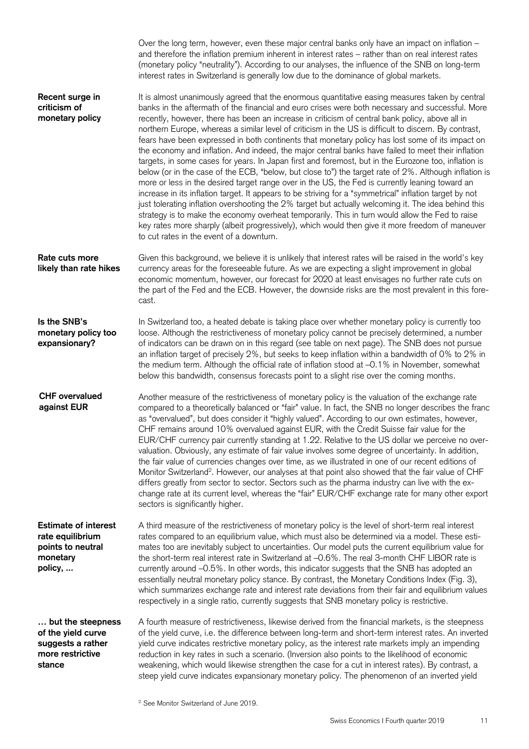Over the long term, however, even these major central banks only have an impact on inflation – and therefore the inflation premium inherent in interest rates – rather than on real interest rates (monetary policy "neutrality"). According to our analyses, the influence of the SNB on long-term interest rates in Switzerland is generally low due to the dominance of global markets.

**Recent surge in criticism of monetary policy**

It is almost unanimously agreed that the enormous quantitative easing measures taken by central banks in the aftermath of the financial and euro crises were both necessary and successful. More recently, however, there has been an increase in criticism of central bank policy, above all in northern Europe, whereas a similar level of criticism in the US is difficult to discern. By contrast, fears have been expressed in both continents that monetary policy has lost some of its impact on the economy and inflation. And indeed, the major central banks have failed to meet their inflation targets, in some cases for years. In Japan first and foremost, but in the Eurozone too, inflation is below (or in the case of the ECB, "below, but close to") the target rate of 2%. Although inflation is more or less in the desired target range over in the US, the Fed is currently leaning toward an increase in its inflation target. It appears to be striving for a "symmetrical" inflation target by not just tolerating inflation overshooting the 2% target but actually welcoming it. The idea behind this strategy is to make the economy overheat temporarily. This in turn would allow the Fed to raise key rates more sharply (albeit progressively), which would then give it more freedom of maneuver to cut rates in the event of a downturn.

**Rate cuts more likely than rate hikes**

Given this background, we believe it is unlikely that interest rates will be raised in the world's key currency areas for the foreseeable future. As we are expecting a slight improvement in global economic momentum, however, our forecast for 2020 at least envisages no further rate cuts on the part of the Fed and the ECB. However, the downside risks are the most prevalent in this forecast.

**Is the SNB's monetary policy too expansionary?**

In Switzerland too, a heated debate is taking place over whether monetary policy is currently too loose. Although the restrictiveness of monetary policy cannot be precisely determined, a number of indicators can be drawn on in this regard (see table on next page). The SNB does not pursue an inflation target of precisely 2%, but seeks to keep inflation within a bandwidth of 0% to 2% in the medium term. Although the official rate of inflation stood at –0.1% in November, somewhat below this bandwidth, consensus forecasts point to a slight rise over the coming months.

**CHF overvalued against EUR**

Another measure of the restrictiveness of monetary policy is the valuation of the exchange rate compared to a theoretically balanced or "fair" value. In fact, the SNB no longer describes the franc as "overvalued", but does consider it "highly valued". According to our own estimates, however, CHF remains around 10% overvalued against EUR, with the Credit Suisse fair value for the EUR/CHF currency pair currently standing at 1.22. Relative to the US dollar we perceive no overvaluation. Obviously, any estimate of fair value involves some degree of uncertainty. In addition, the fair value of currencies changes over time, as we illustrated in one of our recent editions of Monitor Switzerland[2]. However, our analyses at that point also showed that the fair value of CHF differs greatly from sector to sector. Sectors such as the pharma industry can live with the exchange rate at its current level, whereas the "fair" EUR/CHF exchange rate for many other export sectors is significantly higher.

**Estimate of interest rate equilibrium points to neutral monetary policy, ...**

A third measure of the restrictiveness of monetary policy is the level of short-term real interest rates compared to an equilibrium value, which must also be determined via a model. These estimates too are inevitably subject to uncertainties. Our model puts the current equilibrium value for the short-term real interest rate in Switzerland at –0.6%. The real 3-month CHF LIBOR rate is currently around –0.5%. In other words, this indicator suggests that the SNB has adopted an essentially neutral monetary policy stance. By contrast, the Monetary Conditions Index (Fig. 3), which summarizes exchange rate and interest rate deviations from their fair and equilibrium values respectively in a single ratio, currently suggests that SNB monetary policy is restrictive.

**… but the steepness of the yield curve suggests a rather more restrictive stance**

A fourth measure of restrictiveness, likewise derived from the financial markets, is the steepness of the yield curve, i.e. the difference between long-term and short-term interest rates. An inverted yield curve indicates restrictive monetary policy, as the interest rate markets imply an impending reduction in key rates in such a scenario. (Inversion also points to the likelihood of economic weakening, which would likewise strengthen the case for a cut in interest rates). By contrast, a steep yield curve indicates expansionary monetary policy. The phenomenon of an inverted yield

[2] See Monitor Switzerland of June 2019.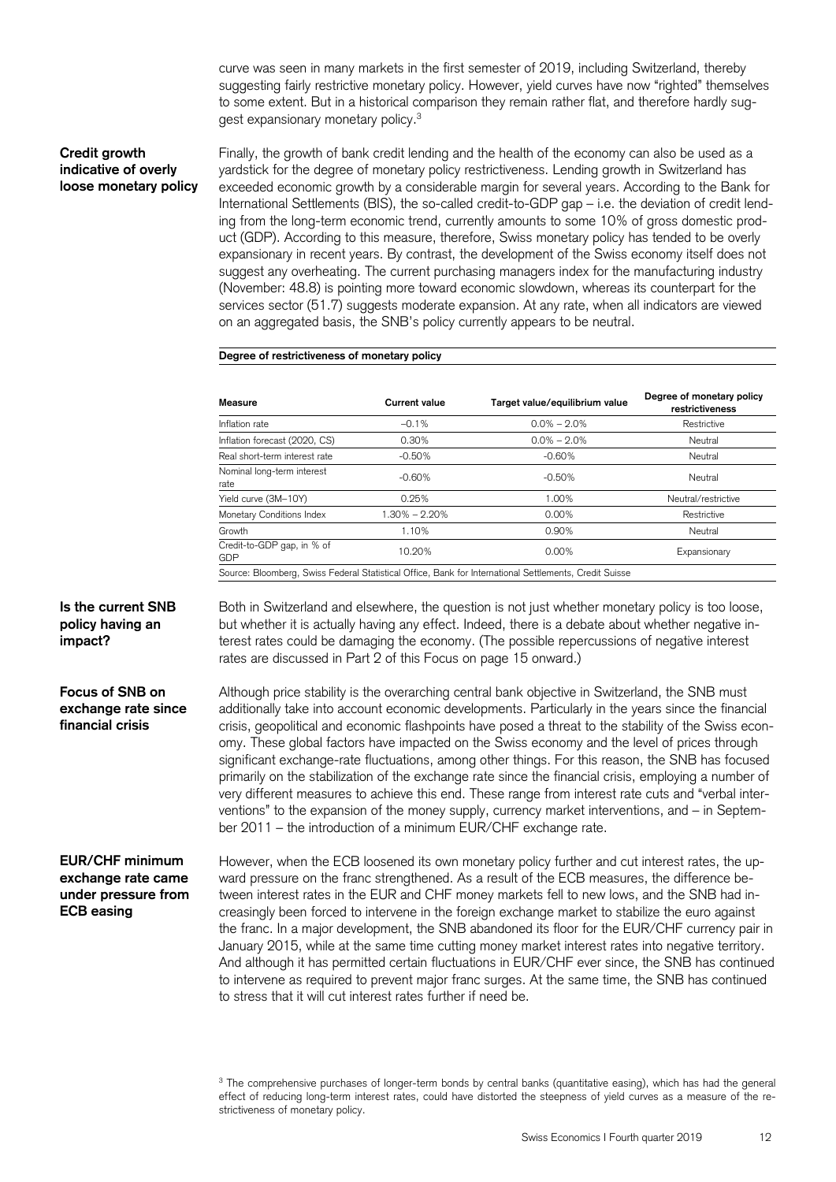curve was seen in many markets in the first semester of 2019, including Switzerland, thereby suggesting fairly restrictive monetary policy. However, yield curves have now "righted" themselves to some extent. But in a historical comparison they remain rather flat, and therefore hardly suggest expansionary monetary policy.[3]

**Credit growth indicative of overly loose monetary policy**

Finally, the growth of bank credit lending and the health of the economy can also be used as a yardstick for the degree of monetary policy restrictiveness. Lending growth in Switzerland has exceeded economic growth by a considerable margin for several years. According to the Bank for International Settlements (BIS), the so-called credit-to-GDP gap – i.e. the deviation of credit lending from the long-term economic trend, currently amounts to some 10% of gross domestic product (GDP). According to this measure, therefore, Swiss monetary policy has tended to be overly expansionary in recent years. By contrast, the development of the Swiss economy itself does not suggest any overheating. The current purchasing managers index for the manufacturing industry (November: 48.8) is pointing more toward economic slowdown, whereas its counterpart for the services sector (51.7) suggests moderate expansion. At any rate, when all indicators are viewed on an aggregated basis, the SNB's policy currently appears to be neutral.

**Degree of restrictiveness of monetary policy**

| Measure | Current value | Target value/equilibrium value | Degree of monetary policy restrictiveness |
|---|---|---|---|
| Inflation rate | –0.1% | 0.0% – 2.0% | Restrictive |
| Inflation forecast (2020, CS) | 0.30% | 0.0% – 2.0% | Neutral |
| Real short-term interest rate | -0.50% | -0.60% | Neutral |
| Nominal long-term interest rate | -0.60% | -0.50% | Neutral |
| Yield curve (3M–10Y) | 0.25% | 1.00% | Neutral/restrictive |
| Monetary Conditions Index | 1.30% – 2.20% | 0.00% | Restrictive |
| Growth | 1.10% | 0.90% | Neutral |
| Credit-to-GDP gap, in % of GDP | 10.20% | 0.00% | Expansionary |

Source: Bloomberg, Swiss Federal Statistical Office, Bank for International Settlements, Credit Suisse

**Is the current SNB policy having an impact?**

Both in Switzerland and elsewhere, the question is not just whether monetary policy is too loose, but whether it is actually having any effect. Indeed, there is a debate about whether negative interest rates could be damaging the economy. (The possible repercussions of negative interest rates are discussed in Part 2 of this Focus on page 15 onward.)

**Focus of SNB on exchange rate since financial crisis**

Although price stability is the overarching central bank objective in Switzerland, the SNB must additionally take into account economic developments. Particularly in the years since the financial crisis, geopolitical and economic flashpoints have posed a threat to the stability of the Swiss economy. These global factors have impacted on the Swiss economy and the level of prices through significant exchange-rate fluctuations, among other things. For this reason, the SNB has focused primarily on the stabilization of the exchange rate since the financial crisis, employing a number of very different measures to achieve this end. These range from interest rate cuts and "verbal interventions" to the expansion of the money supply, currency market interventions, and – in September 2011 – the introduction of a minimum EUR/CHF exchange rate.

**EUR/CHF minimum exchange rate came under pressure from ECB easing**

However, when the ECB loosened its own monetary policy further and cut interest rates, the upward pressure on the franc strengthened. As a result of the ECB measures, the difference between interest rates in the EUR and CHF money markets fell to new lows, and the SNB had increasingly been forced to intervene in the foreign exchange market to stabilize the euro against the franc. In a major development, the SNB abandoned its floor for the EUR/CHF currency pair in January 2015, while at the same time cutting money market interest rates into negative territory. And although it has permitted certain fluctuations in EUR/CHF ever since, the SNB has continued to intervene as required to prevent major franc surges. At the same time, the SNB has continued to stress that it will cut interest rates further if need be.

[3] The comprehensive purchases of longer-term bonds by central banks (quantitative easing), which has had the general effect of reducing long-term interest rates, could have distorted the steepness of yield curves as a measure of the restrictiveness of monetary policy.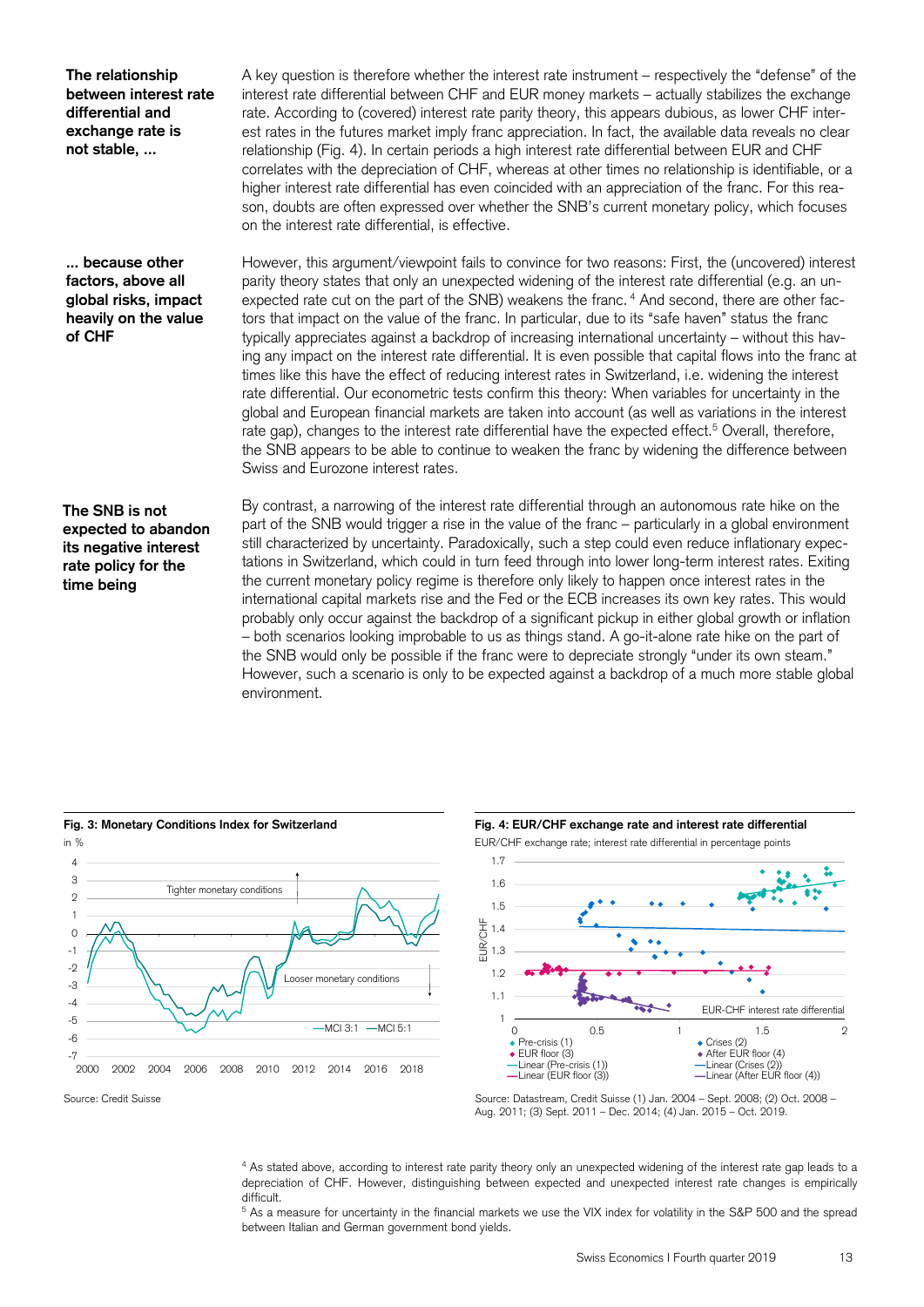**The relationship between interest rate differential and exchange rate is not stable, ...**

A key question is therefore whether the interest rate instrument – respectively the "defense" of the interest rate differential between CHF and EUR money markets – actually stabilizes the exchange rate. According to (covered) interest rate parity theory, this appears dubious, as lower CHF interest rates in the futures market imply franc appreciation. In fact, the available data reveals no clear relationship (Fig. 4). In certain periods a high interest rate differential between EUR and CHF correlates with the depreciation of CHF, whereas at other times no relationship is identifiable, or a higher interest rate differential has even coincided with an appreciation of the franc. For this reason, doubts are often expressed over whether the SNB's current monetary policy, which focuses on the interest rate differential, is effective.

**... because other factors, above all global risks, impact heavily on the value of CHF**

However, this argument/viewpoint fails to convince for two reasons: First, the (uncovered) interest parity theory states that only an unexpected widening of the interest rate differential (e.g. an unexpected rate cut on the part of the SNB) weakens the franc. [4] And second, there are other factors that impact on the value of the franc. In particular, due to its "safe haven" status the franc typically appreciates against a backdrop of increasing international uncertainty – without this having any impact on the interest rate differential. It is even possible that capital flows into the franc at times like this have the effect of reducing interest rates in Switzerland, i.e. widening the interest rate differential. Our econometric tests confirm this theory: When variables for uncertainty in the global and European financial markets are taken into account (as well as variations in the interest rate gap), changes to the interest rate differential have the expected effect.[5] Overall, therefore, the SNB appears to be able to continue to weaken the franc by widening the difference between Swiss and Eurozone interest rates.

**The SNB is not expected to abandon its negative interest rate policy for the time being**

By contrast, a narrowing of the interest rate differential through an autonomous rate hike on the part of the SNB would trigger a rise in the value of the franc – particularly in a global environment still characterized by uncertainty. Paradoxically, such a step could even reduce inflationary expectations in Switzerland, which could in turn feed through into lower long-term interest rates. Exiting the current monetary policy regime is therefore only likely to happen once interest rates in the international capital markets rise and the Fed or the ECB increases its own key rates. This would probably only occur against the backdrop of a significant pickup in either global growth or inflation – both scenarios looking improbable to us as things stand. A go-it-alone rate hike on the part of the SNB would only be possible if the franc were to depreciate strongly "under its own steam." However, such a scenario is only to be expected against a backdrop of a much more stable global environment.

**Fig. 3: Monetary Conditions Index for Switzerland**

in %

Source: Credit Suisse

**Fig. 4: EUR/CHF exchange rate and interest rate differential**

EUR/CHF exchange rate; interest rate differential in percentage points

Source: Datastream, Credit Suisse (1) Jan. 2004 – Sept. 2008; (2) Oct. 2008 – Aug. 2011; (3) Sept. 2011 – Dec. 2014; (4) Jan. 2015 – Oct. 2019.

[4] As stated above, according to interest rate parity theory only an unexpected widening of the interest rate gap leads to a depreciation of CHF. However, distinguishing between expected and unexpected interest rate changes is empirically difficult.

[5] As a measure for uncertainty in the financial markets we use the VIX index for volatility in the S&P 500 and the spread between Italian and German government bond yields.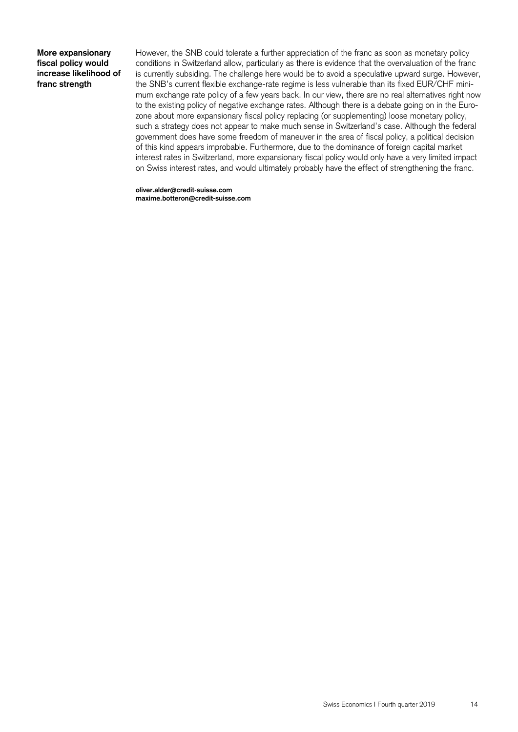**More expansionary fiscal policy would increase likelihood of franc strength**

However, the SNB could tolerate a further appreciation of the franc as soon as monetary policy conditions in Switzerland allow, particularly as there is evidence that the overvaluation of the franc is currently subsiding. The challenge here would be to avoid a speculative upward surge. However, the SNB's current flexible exchange-rate regime is less vulnerable than its fixed EUR/CHF minimum exchange rate policy of a few years back. In our view, there are no real alternatives right now to the existing policy of negative exchange rates. Although there is a debate going on in the Eurozone about more expansionary fiscal policy replacing (or supplementing) loose monetary policy, such a strategy does not appear to make much sense in Switzerland's case. Although the federal government does have some freedom of maneuver in the area of fiscal policy, a political decision of this kind appears improbable. Furthermore, due to the dominance of foreign capital market interest rates in Switzerland, more expansionary fiscal policy would only have a very limited impact on Swiss interest rates, and would ultimately probably have the effect of strengthening the franc.

**oliver.alder@credit-suisse.com**
**maxime.botteron@credit-suisse.com**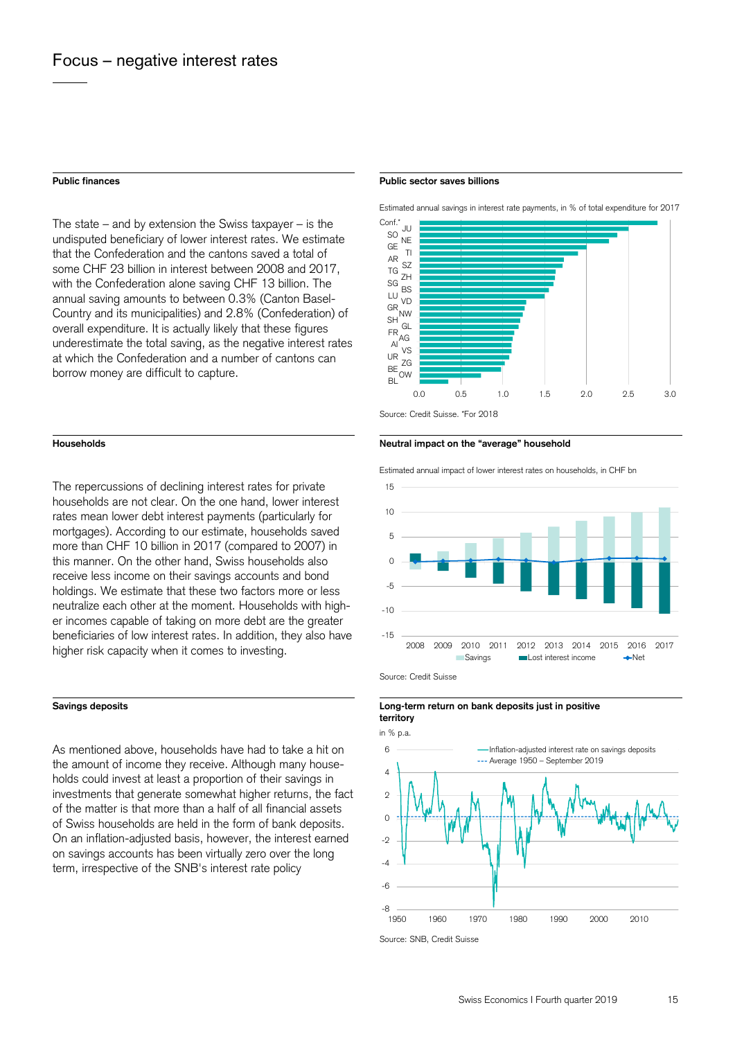# Focus – negative interest rates

### Public finances

The state – and by extension the Swiss taxpayer – is the undisputed beneficiary of lower interest rates. We estimate that the Confederation and the cantons saved a total of some CHF 23 billion in interest between 2008 and 2017, with the Confederation alone saving CHF 13 billion. The annual saving amounts to between 0.3% (Canton Basel-Country and its municipalities) and 2.8% (Confederation) of overall expenditure. It is actually likely that these figures underestimate the total saving, as the negative interest rates at which the Confederation and a number of cantons can borrow money are difficult to capture.

**Public sector saves billions**

Estimated annual savings in interest rate payments, in % of total expenditure for 2017

Source: Credit Suisse. *For 2018

### Households

The repercussions of declining interest rates for private households are not clear. On the one hand, lower interest rates mean lower debt interest payments (particularly for mortgages). According to our estimate, households saved more than CHF 10 billion in 2017 (compared to 2007) in this manner. On the other hand, Swiss households also receive less income on their savings accounts and bond holdings. We estimate that these two factors more or less neutralize each other at the moment. Households with higher incomes capable of taking on more debt are the greater beneficiaries of low interest rates. In addition, they also have higher risk capacity when it comes to investing.

**Neutral impact on the "average" household**

Estimated annual impact of lower interest rates on households, in CHF bn

Source: Credit Suisse

### Savings deposits

As mentioned above, households have had to take a hit on the amount of income they receive. Although many households could invest at least a proportion of their savings in investments that generate somewhat higher returns, the fact of the matter is that more than a half of all financial assets of Swiss households are held in the form of bank deposits. On an inflation-adjusted basis, however, the interest earned on savings accounts has been virtually zero over the long term, irrespective of the SNB's interest rate policy

**Long-term return on bank deposits just in positive territory**

in % p.a.

Source: SNB, Credit Suisse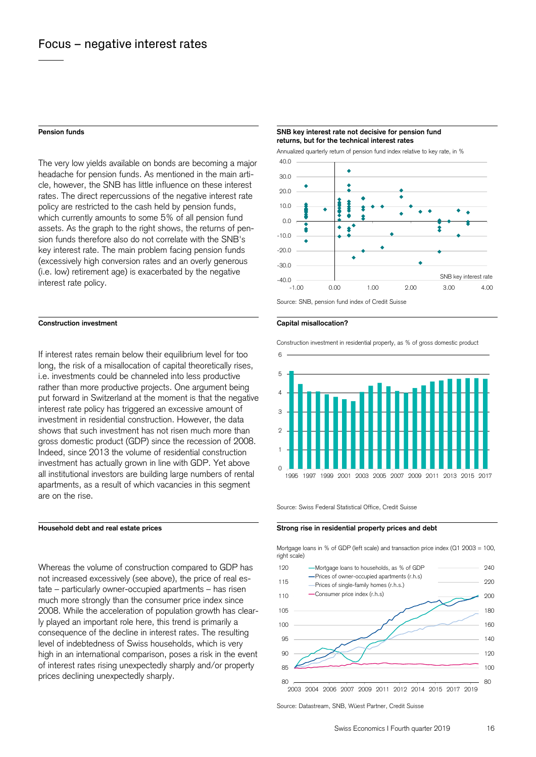# Focus – negative interest rates

### Pension funds

The very low yields available on bonds are becoming a major headache for pension funds. As mentioned in the main article, however, the SNB has little influence on these interest rates. The direct repercussions of the negative interest rate policy are restricted to the cash held by pension funds, which currently amounts to some 5% of all pension fund assets. As the graph to the right shows, the returns of pension funds therefore also do not correlate with the SNB's key interest rate. The main problem facing pension funds (excessively high conversion rates and an overly generous (i.e. low) retirement age) is exacerbated by the negative interest rate policy.

**SNB key interest rate not decisive for pension fund returns, but for the technical interest rates**

Annualized quarterly return of pension fund index relative to key rate, in %

Source: SNB, pension fund index of Credit Suisse

### Construction investment

If interest rates remain below their equilibrium level for too long, the risk of a misallocation of capital theoretically rises, i.e. investments could be channeled into less productive rather than more productive projects. One argument being put forward in Switzerland at the moment is that the negative interest rate policy has triggered an excessive amount of investment in residential construction. However, the data shows that such investment has not risen much more than gross domestic product (GDP) since the recession of 2008. Indeed, since 2013 the volume of residential construction investment has actually grown in line with GDP. Yet above all institutional investors are building large numbers of rental apartments, as a result of which vacancies in this segment are on the rise.

**Capital misallocation?**

Construction investment in residential property, as % of gross domestic product

Source: Swiss Federal Statistical Office, Credit Suisse

### Household debt and real estate prices

Whereas the volume of construction compared to GDP has not increased excessively (see above), the price of real estate – particularly owner-occupied apartments – has risen much more strongly than the consumer price index since 2008. While the acceleration of population growth has clearly played an important role here, this trend is primarily a consequence of the decline in interest rates. The resulting level of indebtedness of Swiss households, which is very high in an international comparison, poses a risk in the event of interest rates rising unexpectedly sharply and/or property prices declining unexpectedly sharply.

**Strong rise in residential property prices and debt**

Mortgage loans in % of GDP (left scale) and transaction price index (Q1 2003 = 100, right scale)

Source: Datastream, SNB, Wüest Partner, Credit Suisse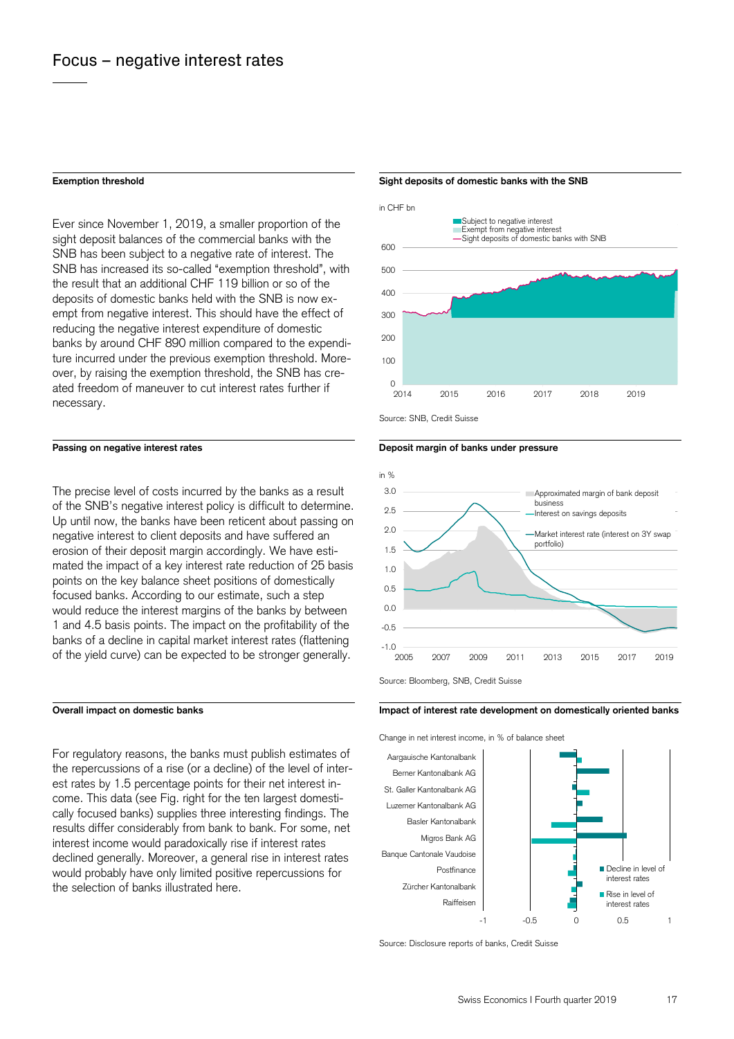# Focus – negative interest rates

### Exemption threshold

Ever since November 1, 2019, a smaller proportion of the sight deposit balances of the commercial banks with the SNB has been subject to a negative rate of interest. The SNB has increased its so-called "exemption threshold", with the result that an additional CHF 119 billion or so of the deposits of domestic banks held with the SNB is now exempt from negative interest. This should have the effect of reducing the negative interest expenditure of domestic banks by around CHF 890 million compared to the expenditure incurred under the previous exemption threshold. Moreover, by raising the exemption threshold, the SNB has created freedom of maneuver to cut interest rates further if necessary.

### Sight deposits of domestic banks with the SNB

in CHF bn

- Subject to negative interest
- Exempt from negative interest
- Sight deposits of domestic banks with SNB

Source: SNB, Credit Suisse

### Passing on negative interest rates

The precise level of costs incurred by the banks as a result of the SNB's negative interest policy is difficult to determine. Up until now, the banks have been reticent about passing on negative interest to client deposits and have suffered an erosion of their deposit margin accordingly. We have estimated the impact of a key interest rate reduction of 25 basis points on the key balance sheet positions of domestically focused banks. According to our estimate, such a step would reduce the interest margins of the banks by between 1 and 4.5 basis points. The impact on the profitability of the banks of a decline in capital market interest rates (flattening of the yield curve) can be expected to be stronger generally.

### Deposit margin of banks under pressure

in %

- Approximated margin of bank deposit business
- Interest on savings deposits
- Market interest rate (interest on 3Y swap portfolio)

Source: Bloomberg, SNB, Credit Suisse

### Overall impact on domestic banks

For regulatory reasons, the banks must publish estimates of the repercussions of a rise (or a decline) of the level of interest rates by 1.5 percentage points for their net interest income. This data (see Fig. right for the ten largest domestically focused banks) supplies three interesting findings. The results differ considerably from bank to bank. For some, net interest income would paradoxically rise if interest rates declined generally. Moreover, a general rise in interest rates would probably have only limited positive repercussions for the selection of banks illustrated here.

### Impact of interest rate development on domestically oriented banks

Change in net interest income, in % of balance sheet

- Decline in level of interest rates
- Rise in level of interest rates

Banks shown: Aargauische Kantonalbank, Berner Kantonalbank AG, St. Galler Kantonalbank AG, Luzerner Kantonalbank AG, Basler Kantonalbank, Migros Bank AG, Banque Cantonale Vaudoise, Postfinance, Zürcher Kantonalbank, Raiffeisen

Source: Disclosure reports of banks, Credit Suisse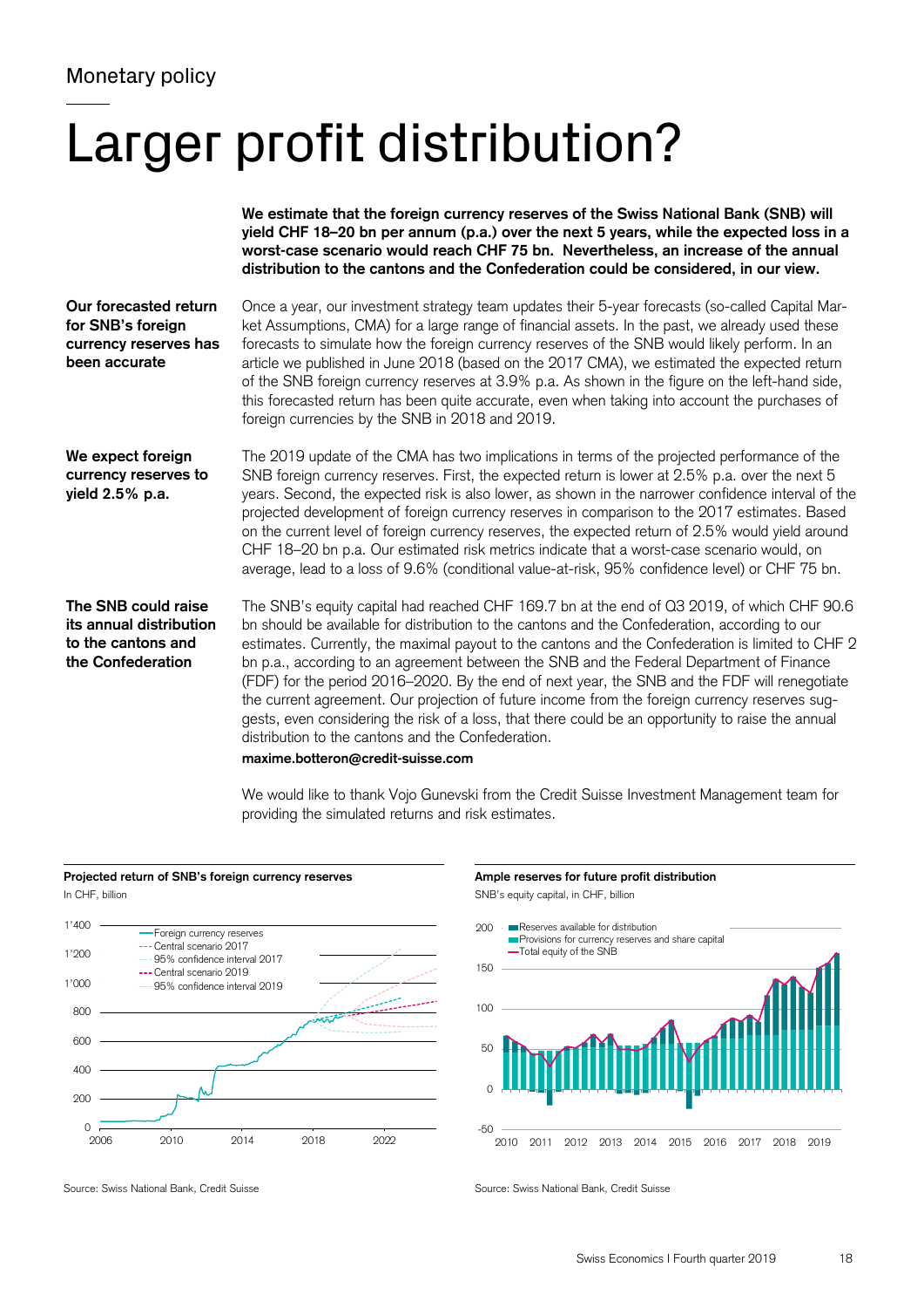Monetary policy

# Larger profit distribution?

**We estimate that the foreign currency reserves of the Swiss National Bank (SNB) will yield CHF 18–20 bn per annum (p.a.) over the next 5 years, while the expected loss in a worst-case scenario would reach CHF 75 bn. Nevertheless, an increase of the annual distribution to the cantons and the Confederation could be considered, in our view.**

**Our forecasted return for SNB's foreign currency reserves has been accurate**

Once a year, our investment strategy team updates their 5-year forecasts (so-called Capital Market Assumptions, CMA) for a large range of financial assets. In the past, we already used these forecasts to simulate how the foreign currency reserves of the SNB would likely perform. In an article we published in June 2018 (based on the 2017 CMA), we estimated the expected return of the SNB foreign currency reserves at 3.9% p.a. As shown in the figure on the left-hand side, this forecasted return has been quite accurate, even when taking into account the purchases of foreign currencies by the SNB in 2018 and 2019.

**We expect foreign currency reserves to yield 2.5% p.a.**

The 2019 update of the CMA has two implications in terms of the projected performance of the SNB foreign currency reserves. First, the expected return is lower at 2.5% p.a. over the next 5 years. Second, the expected risk is also lower, as shown in the narrower confidence interval of the projected development of foreign currency reserves in comparison to the 2017 estimates. Based on the current level of foreign currency reserves, the expected return of 2.5% would yield around CHF 18–20 bn p.a. Our estimated risk metrics indicate that a worst-case scenario would, on average, lead to a loss of 9.6% (conditional value-at-risk, 95% confidence level) or CHF 75 bn.

**The SNB could raise its annual distribution to the cantons and the Confederation**

The SNB's equity capital had reached CHF 169.7 bn at the end of Q3 2019, of which CHF 90.6 bn should be available for distribution to the cantons and the Confederation, according to our estimates. Currently, the maximal payout to the cantons and the Confederation is limited to CHF 2 bn p.a., according to an agreement between the SNB and the Federal Department of Finance (FDF) for the period 2016–2020. By the end of next year, the SNB and the FDF will renegotiate the current agreement. Our projection of future income from the foreign currency reserves suggests, even considering the risk of a loss, that there could be an opportunity to raise the annual distribution to the cantons and the Confederation.

**maxime.botteron@credit-suisse.com**

We would like to thank Vojo Gunevski from the Credit Suisse Investment Management team for providing the simulated returns and risk estimates.

**Projected return of SNB's foreign currency reserves**

In CHF, billion

Source: Swiss National Bank, Credit Suisse

**Ample reserves for future profit distribution**

SNB's equity capital, in CHF, billion

Source: Swiss National Bank, Credit Suisse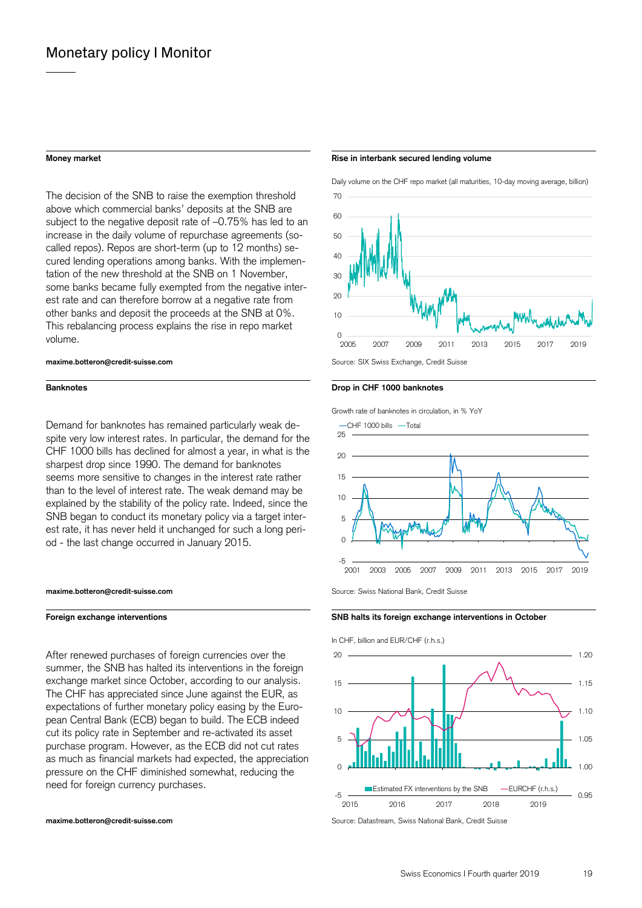# Monetary policy I Monitor

### Money market

The decision of the SNB to raise the exemption threshold above which commercial banks' deposits at the SNB are subject to the negative deposit rate of –0.75% has led to an increase in the daily volume of repurchase agreements (so-called repos). Repos are short-term (up to 12 months) secured lending operations among banks. With the implementation of the new threshold at the SNB on 1 November, some banks became fully exempted from the negative interest rate and can therefore borrow at a negative rate from other banks and deposit the proceeds at the SNB at 0%. This rebalancing process explains the rise in repo market volume.

**maxime.botteron@credit-suisse.com**

### Rise in interbank secured lending volume

Daily volume on the CHF repo market (all maturities, 10-day moving average, billion)

Source: SIX Swiss Exchange, Credit Suisse

### Banknotes

Demand for banknotes has remained particularly weak despite very low interest rates. In particular, the demand for the CHF 1000 bills has declined for almost a year, in what is the sharpest drop since 1990. The demand for banknotes seems more sensitive to changes in the interest rate rather than to the level of interest rate. The weak demand may be explained by the stability of the policy rate. Indeed, since the SNB began to conduct its monetary policy via a target interest rate, it has never held it unchanged for such a long period - the last change occurred in January 2015.

**maxime.botteron@credit-suisse.com**

### Drop in CHF 1000 banknotes

Growth rate of banknotes in circulation, in % YoY

—CHF 1000 bills —Total

Source: Swiss National Bank, Credit Suisse

### Foreign exchange interventions

After renewed purchases of foreign currencies over the summer, the SNB has halted its interventions in the foreign exchange market since October, according to our analysis. The CHF has appreciated since June against the EUR, as expectations of further monetary policy easing by the European Central Bank (ECB) began to build. The ECB indeed cut its policy rate in September and re-activated its asset purchase program. However, as the ECB did not cut rates as much as financial markets had expected, the appreciation pressure on the CHF diminished somewhat, reducing the need for foreign currency purchases.

**maxime.botteron@credit-suisse.com**

### SNB halts its foreign exchange interventions in October

In CHF, billion and EUR/CHF (r.h.s.)

Estimated FX interventions by the SNB —EURCHF (r.h.s.)

Source: Datastream, Swiss National Bank, Credit Suisse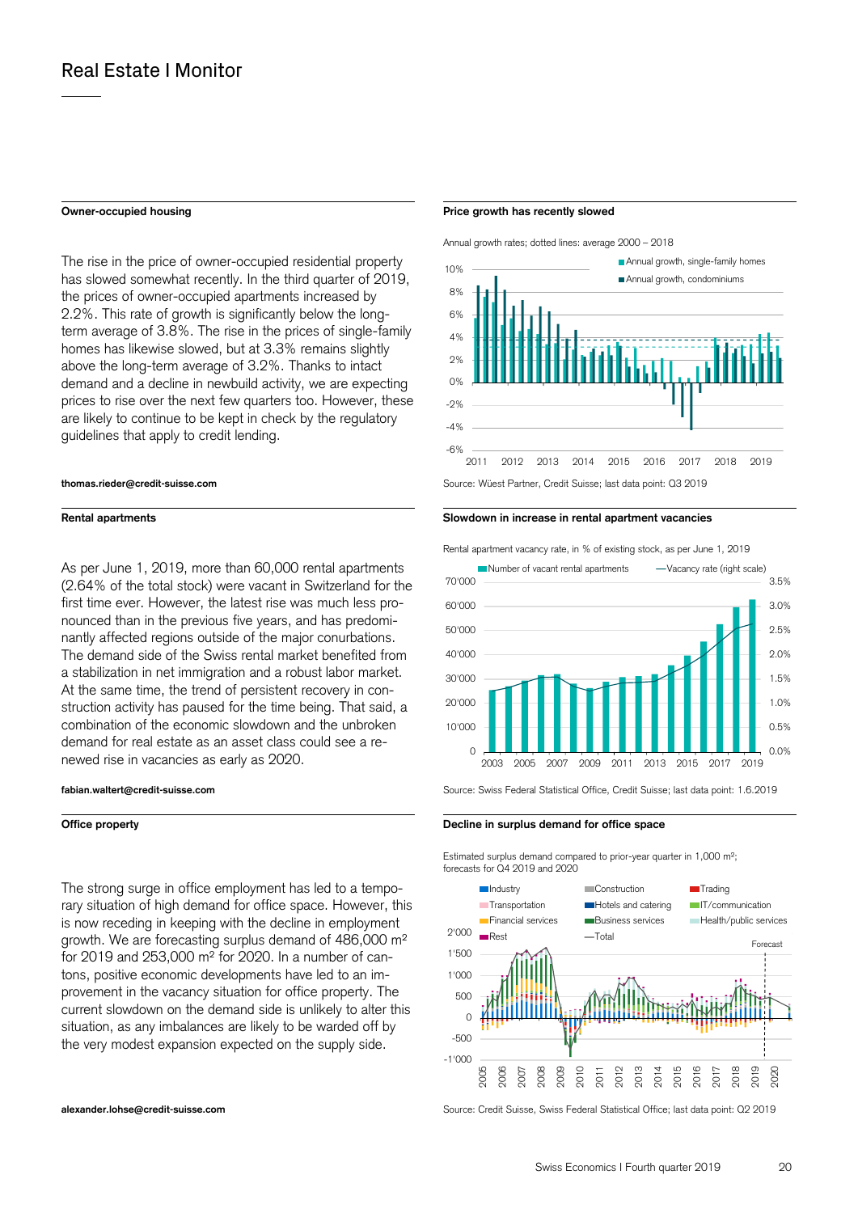# Real Estate I Monitor

## Owner-occupied housing

The rise in the price of owner-occupied residential property has slowed somewhat recently. In the third quarter of 2019, the prices of owner-occupied apartments increased by 2.2%. This rate of growth is significantly below the long-term average of 3.8%. The rise in the prices of single-family homes has likewise slowed, but at 3.3% remains slightly above the long-term average of 3.2%. Thanks to intact demand and a decline in newbuild activity, we are expecting prices to rise over the next few quarters too. However, these are likely to continue to be kept in check by the regulatory guidelines that apply to credit lending.

thomas.rieder@credit-suisse.com

### Price growth has recently slowed

Annual growth rates; dotted lines: average 2000 – 2018

Source: Wüest Partner, Credit Suisse; last data point: Q3 2019

## Rental apartments

As per June 1, 2019, more than 60,000 rental apartments (2.64% of the total stock) were vacant in Switzerland for the first time ever. However, the latest rise was much less pronounced than in the previous five years, and has predominantly affected regions outside of the major conurbations. The demand side of the Swiss rental market benefited from a stabilization in net immigration and a robust labor market. At the same time, the trend of persistent recovery in construction activity has paused for the time being. That said, a combination of the economic slowdown and the unbroken demand for real estate as an asset class could see a renewed rise in vacancies as early as 2020.

fabian.waltert@credit-suisse.com

### Slowdown in increase in rental apartment vacancies

Rental apartment vacancy rate, in % of existing stock, as per June 1, 2019

Source: Swiss Federal Statistical Office, Credit Suisse; last data point: 1.6.2019

## Office property

The strong surge in office employment has led to a temporary situation of high demand for office space. However, this is now receding in keeping with the decline in employment growth. We are forecasting surplus demand of 486,000 m² for 2019 and 253,000 m² for 2020. In a number of cantons, positive economic developments have led to an improvement in the vacancy situation for office property. The current slowdown on the demand side is unlikely to alter this situation, as any imbalances are likely to be warded off by the very modest expansion expected on the supply side.

alexander.lohse@credit-suisse.com

### Decline in surplus demand for office space

Estimated surplus demand compared to prior-year quarter in 1,000 m²; forecasts for Q4 2019 and 2020

Source: Credit Suisse, Swiss Federal Statistical Office; last data point: Q2 2019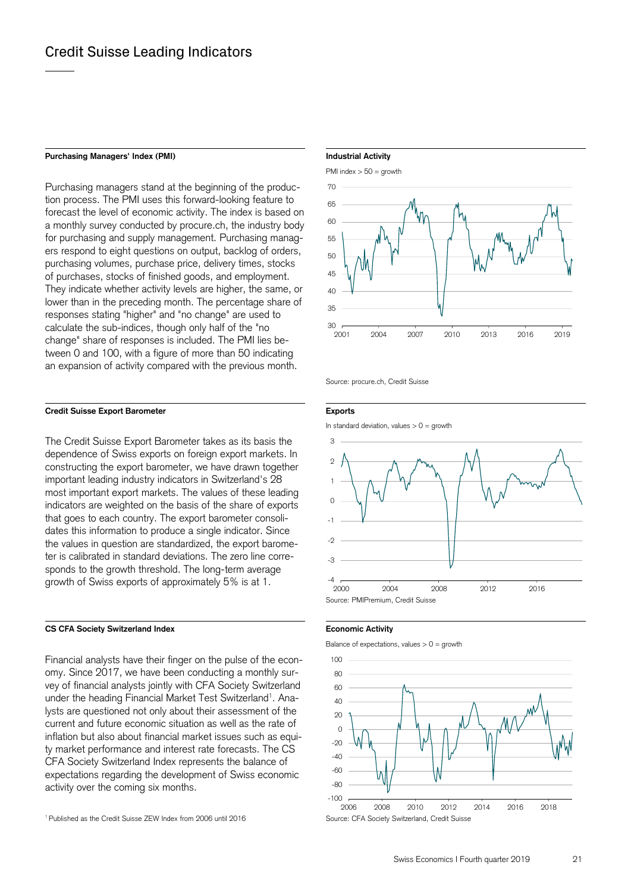# Credit Suisse Leading Indicators

### Purchasing Managers' Index (PMI)

Purchasing managers stand at the beginning of the production process. The PMI uses this forward-looking feature to forecast the level of economic activity. The index is based on a monthly survey conducted by procure.ch, the industry body for purchasing and supply management. Purchasing managers respond to eight questions on output, backlog of orders, purchasing volumes, purchase price, delivery times, stocks of purchases, stocks of finished goods, and employment. They indicate whether activity levels are higher, the same, or lower than in the preceding month. The percentage share of responses stating "higher" and "no change" are used to calculate the sub-indices, though only half of the "no change" share of responses is included. The PMI lies between 0 and 100, with a figure of more than 50 indicating an expansion of activity compared with the previous month.

**Industrial Activity**

PMI index > 50 = growth

Source: procure.ch, Credit Suisse

### Credit Suisse Export Barometer

The Credit Suisse Export Barometer takes as its basis the dependence of Swiss exports on foreign export markets. In constructing the export barometer, we have drawn together important leading industry indicators in Switzerland's 28 most important export markets. The values of these leading indicators are weighted on the basis of the share of exports that goes to each country. The export barometer consolidates this information to produce a single indicator. Since the values in question are standardized, the export barometer is calibrated in standard deviations. The zero line corresponds to the growth threshold. The long-term average growth of Swiss exports of approximately 5% is at 1.

**Exports**

In standard deviation, values > 0 = growth

Source: PMIPremium, Credit Suisse

### CS CFA Society Switzerland Index

Financial analysts have their finger on the pulse of the economy. Since 2017, we have been conducting a monthly survey of financial analysts jointly with CFA Society Switzerland under the heading Financial Market Test Switzerland[1]. Analysts are questioned not only about their assessment of the current and future economic situation as well as the rate of inflation but also about financial market issues such as equity market performance and interest rate forecasts. The CS CFA Society Switzerland Index represents the balance of expectations regarding the development of Swiss economic activity over the coming six months.

**Economic Activity**

Balance of expectations, values > 0 = growth

Source: CFA Society Switzerland, Credit Suisse

[1] Published as the Credit Suisse ZEW Index from 2006 until 2016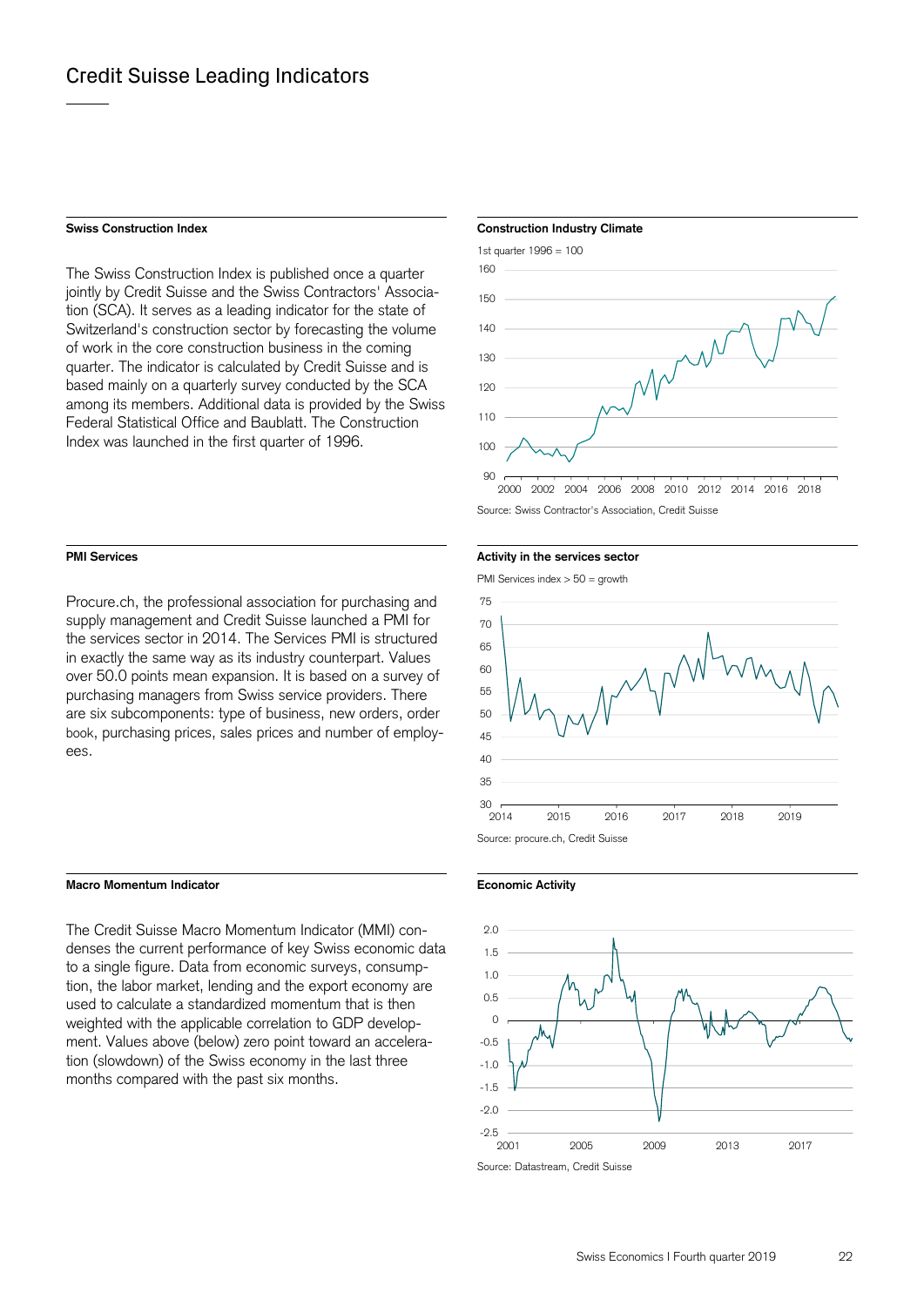# Credit Suisse Leading Indicators

#### Swiss Construction Index

The Swiss Construction Index is published once a quarter jointly by Credit Suisse and the Swiss Contractors' Association (SCA). It serves as a leading indicator for the state of Switzerland's construction sector by forecasting the volume of work in the core construction business in the coming quarter. The indicator is calculated by Credit Suisse and is based mainly on a quarterly survey conducted by the SCA among its members. Additional data is provided by the Swiss Federal Statistical Office and Baublatt. The Construction Index was launched in the first quarter of 1996.

**Construction Industry Climate**

1st quarter 1996 = 100

Source: Swiss Contractor's Association, Credit Suisse

#### PMI Services

Procure.ch, the professional association for purchasing and supply management and Credit Suisse launched a PMI for the services sector in 2014. The Services PMI is structured in exactly the same way as its industry counterpart. Values over 50.0 points mean expansion. It is based on a survey of purchasing managers from Swiss service providers. There are six subcomponents: type of business, new orders, order book, purchasing prices, sales prices and number of employees.

**Activity in the services sector**

PMI Services index > 50 = growth

Source: procure.ch, Credit Suisse

#### Macro Momentum Indicator

The Credit Suisse Macro Momentum Indicator (MMI) condenses the current performance of key Swiss economic data to a single figure. Data from economic surveys, consumption, the labor market, lending and the export economy are used to calculate a standardized momentum that is then weighted with the applicable correlation to GDP development. Values above (below) zero point toward an acceleration (slowdown) of the Swiss economy in the last three months compared with the past six months.

**Economic Activity**

Source: Datastream, Credit Suisse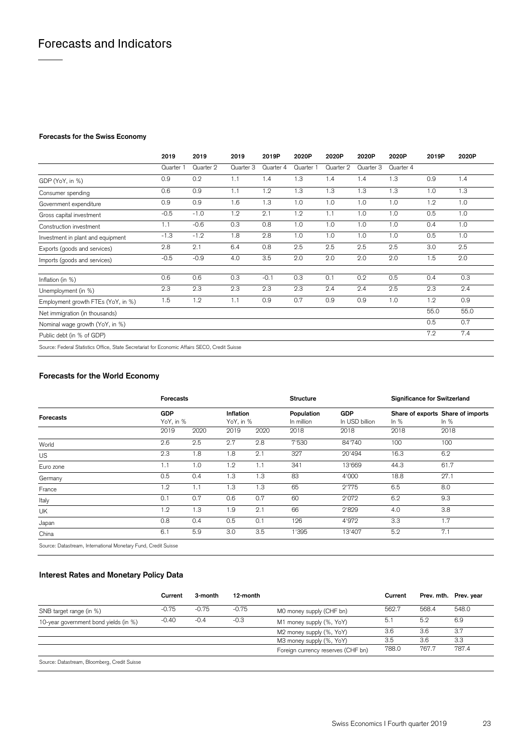# Forecasts and Indicators

### Forecasts for the Swiss Economy

| | 2019 | 2019 | 2019 | 2019P | 2020P | 2020P | 2020P | 2020P | 2019P | 2020P |
|---|---|---|---|---|---|---|---|---|---|---|
| | Quarter 1 | Quarter 2 | Quarter 3 | Quarter 4 | Quarter 1 | Quarter 2 | Quarter 3 | Quarter 4 | | |
| GDP (YoY, in %) | 0.9 | 0.2 | 1.1 | 1.4 | 1.3 | 1.4 | 1.4 | 1.3 | 0.9 | 1.4 |
| Consumer spending | 0.6 | 0.9 | 1.1 | 1.2 | 1.3 | 1.3 | 1.3 | 1.3 | 1.0 | 1.3 |
| Government expenditure | 0.9 | 0.9 | 1.6 | 1.3 | 1.0 | 1.0 | 1.0 | 1.0 | 1.2 | 1.0 |
| Gross capital investment | -0.5 | -1.0 | 1.2 | 2.1 | 1.2 | 1.1 | 1.0 | 1.0 | 0.5 | 1.0 |
| Construction investment | 1.1 | -0.6 | 0.3 | 0.8 | 1.0 | 1.0 | 1.0 | 1.0 | 0.4 | 1.0 |
| Investment in plant and equipment | -1.3 | -1.2 | 1.8 | 2.8 | 1.0 | 1.0 | 1.0 | 1.0 | 0.5 | 1.0 |
| Exports (goods and services) | 2.8 | 2.1 | 6.4 | 0.8 | 2.5 | 2.5 | 2.5 | 2.5 | 3.0 | 2.5 |
| Imports (goods and services) | -0.5 | -0.9 | 4.0 | 3.5 | 2.0 | 2.0 | 2.0 | 2.0 | 1.5 | 2.0 |
| Inflation (in %) | 0.6 | 0.6 | 0.3 | -0.1 | 0.3 | 0.1 | 0.2 | 0.5 | 0.4 | 0.3 |
| Unemployment (in %) | 2.3 | 2.3 | 2.3 | 2.3 | 2.3 | 2.4 | 2.4 | 2.5 | 2.3 | 2.4 |
| Employment growth FTEs (YoY, in %) | 1.5 | 1.2 | 1.1 | 0.9 | 0.7 | 0.9 | 0.9 | 1.0 | 1.2 | 0.9 |
| Net immigration (in thousands) | | | | | | | | | 55.0 | 55.0 |
| Nominal wage growth (YoY, in %) | | | | | | | | | 0.5 | 0.7 |
| Public debt (in % of GDP) | | | | | | | | | 7.2 | 7.4 |

Source: Federal Statistics Office, State Secretariat for Economic Affairs SECO, Credit Suisse

### Forecasts for the World Economy

| | Forecasts | | | | Structure | | Significance for Switzerland | |
|---|---|---|---|---|---|---|---|---|
| **Forecasts** | **GDP** YoY, in % | | **Inflation** YoY, in % | | **Population** In million | **GDP** In USD billion | **Share of exports** In % | **Share of imports** In % |
| | 2019 | 2020 | 2019 | 2020 | 2018 | 2018 | 2018 | 2018 |
| World | 2.6 | 2.5 | 2.7 | 2.8 | 7'530 | 84'740 | 100 | 100 |
| US | 2.3 | 1.8 | 1.8 | 2.1 | 327 | 20'494 | 16.3 | 6.2 |
| Euro zone | 1.1 | 1.0 | 1.2 | 1.1 | 341 | 13'669 | 44.3 | 61.7 |
| Germany | 0.5 | 0.4 | 1.3 | 1.3 | 83 | 4'000 | 18.8 | 27.1 |
| France | 1.2 | 1.1 | 1.3 | 1.3 | 65 | 2'775 | 6.5 | 8.0 |
| Italy | 0.1 | 0.7 | 0.6 | 0.7 | 60 | 2'072 | 6.2 | 9.3 |
| UK | 1.2 | 1.3 | 1.9 | 2.1 | 66 | 2'829 | 4.0 | 3.8 |
| Japan | 0.8 | 0.4 | 0.5 | 0.1 | 126 | 4'972 | 3.3 | 1.7 |
| China | 6.1 | 5.9 | 3.0 | 3.5 | 1'395 | 13'407 | 5.2 | 7.1 |

Source: Datastream, International Monetary Fund, Credit Suisse

### Interest Rates and Monetary Policy Data

| | Current | 3-month | 12-month | | Current | Prev. mth. | Prev. year |
|---|---|---|---|---|---|---|---|
| SNB target range (in %) | -0.75 | -0.75 | -0.75 | M0 money supply (CHF bn) | 562.7 | 568.4 | 548.0 |
| 10-year government bond yields (in %) | -0.40 | -0.4 | -0.3 | M1 money supply (%, YoY) | 5.1 | 5.2 | 6.9 |
| | | | | M2 money supply (%, YoY) | 3.6 | 3.6 | 3.7 |
| | | | | M3 money supply (%, YoY) | 3.5 | 3.6 | 3.3 |
| | | | | Foreign currency reserves (CHF bn) | 788.0 | 767.7 | 787.4 |

Source: Datastream, Bloomberg, Credit Suisse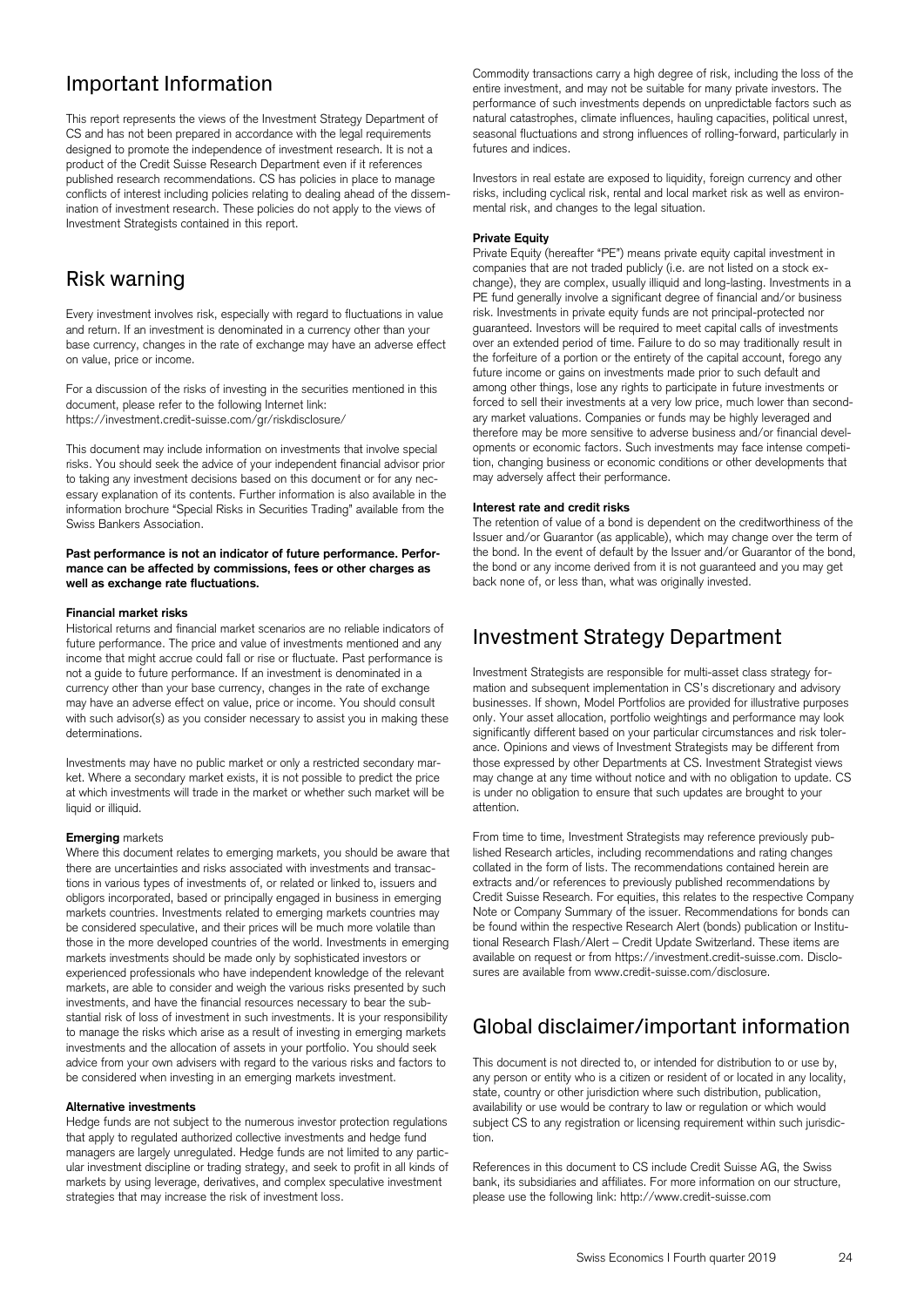## Important Information

This report represents the views of the Investment Strategy Department of CS and has not been prepared in accordance with the legal requirements designed to promote the independence of investment research. It is not a product of the Credit Suisse Research Department even if it references published research recommendations. CS has policies in place to manage conflicts of interest including policies relating to dealing ahead of the dissemination of investment research. These policies do not apply to the views of Investment Strategists contained in this report.

## Risk warning

Every investment involves risk, especially with regard to fluctuations in value and return. If an investment is denominated in a currency other than your base currency, changes in the rate of exchange may have an adverse effect on value, price or income.

For a discussion of the risks of investing in the securities mentioned in this document, please refer to the following Internet link: https://investment.credit-suisse.com/gr/riskdisclosure/

This document may include information on investments that involve special risks. You should seek the advice of your independent financial advisor prior to taking any investment decisions based on this document or for any necessary explanation of its contents. Further information is also available in the information brochure "Special Risks in Securities Trading" available from the Swiss Bankers Association.

**Past performance is not an indicator of future performance. Performance can be affected by commissions, fees or other charges as well as exchange rate fluctuations.**

**Financial market risks**
Historical returns and financial market scenarios are no reliable indicators of future performance. The price and value of investments mentioned and any income that might accrue could fall or rise or fluctuate. Past performance is not a guide to future performance. If an investment is denominated in a currency other than your base currency, changes in the rate of exchange may have an adverse effect on value, price or income. You should consult with such advisor(s) as you consider necessary to assist you in making these determinations.

Investments may have no public market or only a restricted secondary market. Where a secondary market exists, it is not possible to predict the price at which investments will trade in the market or whether such market will be liquid or illiquid.

**Emerging** markets
Where this document relates to emerging markets, you should be aware that there are uncertainties and risks associated with investments and transactions in various types of investments of, or related or linked to, issuers and obligors incorporated, based or principally engaged in business in emerging markets countries. Investments related to emerging markets countries may be considered speculative, and their prices will be much more volatile than those in the more developed countries of the world. Investments in emerging markets investments should be made only by sophisticated investors or experienced professionals who have independent knowledge of the relevant markets, are able to consider and weigh the various risks presented by such investments, and have the financial resources necessary to bear the substantial risk of loss of investment in such investments. It is your responsibility to manage the risks which arise as a result of investing in emerging markets investments and the allocation of assets in your portfolio. You should seek advice from your own advisers with regard to the various risks and factors to be considered when investing in an emerging markets investment.

**Alternative investments**
Hedge funds are not subject to the numerous investor protection regulations that apply to regulated authorized collective investments and hedge fund managers are largely unregulated. Hedge funds are not limited to any particular investment discipline or trading strategy, and seek to profit in all kinds of markets by using leverage, derivatives, and complex speculative investment strategies that may increase the risk of investment loss.

Commodity transactions carry a high degree of risk, including the loss of the entire investment, and may not be suitable for many private investors. The performance of such investments depends on unpredictable factors such as natural catastrophes, climate influences, hauling capacities, political unrest, seasonal fluctuations and strong influences of rolling-forward, particularly in futures and indices.

Investors in real estate are exposed to liquidity, foreign currency and other risks, including cyclical risk, rental and local market risk as well as environmental risk, and changes to the legal situation.

**Private Equity**
Private Equity (hereafter "PE") means private equity capital investment in companies that are not traded publicly (i.e. are not listed on a stock exchange), they are complex, usually illiquid and long-lasting. Investments in a PE fund generally involve a significant degree of financial and/or business risk. Investments in private equity funds are not principal-protected nor guaranteed. Investors will be required to meet capital calls of investments over an extended period of time. Failure to do so may traditionally result in the forfeiture of a portion or the entirety of the capital account, forego any future income or gains on investments made prior to such default and among other things, lose any rights to participate in future investments or forced to sell their investments at a very low price, much lower than secondary market valuations. Companies or funds may be highly leveraged and therefore may be more sensitive to adverse business and/or financial developments or economic factors. Such investments may face intense competition, changing business or economic conditions or other developments that may adversely affect their performance.

**Interest rate and credit risks**
The retention of value of a bond is dependent on the creditworthiness of the Issuer and/or Guarantor (as applicable), which may change over the term of the bond. In the event of default by the Issuer and/or Guarantor of the bond, the bond or any income derived from it is not guaranteed and you may get back none of, or less than, what was originally invested.

## Investment Strategy Department

Investment Strategists are responsible for multi-asset class strategy formation and subsequent implementation in CS's discretionary and advisory businesses. If shown, Model Portfolios are provided for illustrative purposes only. Your asset allocation, portfolio weightings and performance may look significantly different based on your particular circumstances and risk tolerance. Opinions and views of Investment Strategists may be different from those expressed by other Departments at CS. Investment Strategist views may change at any time without notice and with no obligation to update. CS is under no obligation to ensure that such updates are brought to your attention.

From time to time, Investment Strategists may reference previously published Research articles, including recommendations and rating changes collated in the form of lists. The recommendations contained herein are extracts and/or references to previously published recommendations by Credit Suisse Research. For equities, this relates to the respective Company Note or Company Summary of the issuer. Recommendations for bonds can be found within the respective Research Alert (bonds) publication or Institutional Research Flash/Alert – Credit Update Switzerland. These items are available on request or from https://investment.credit-suisse.com. Disclosures are available from www.credit-suisse.com/disclosure.

## Global disclaimer/important information

This document is not directed to, or intended for distribution to or use by, any person or entity who is a citizen or resident of or located in any locality, state, country or other jurisdiction where such distribution, publication, availability or use would be contrary to law or regulation or which would subject CS to any registration or licensing requirement within such jurisdiction.

References in this document to CS include Credit Suisse AG, the Swiss bank, its subsidiaries and affiliates. For more information on our structure, please use the following link: http://www.credit-suisse.com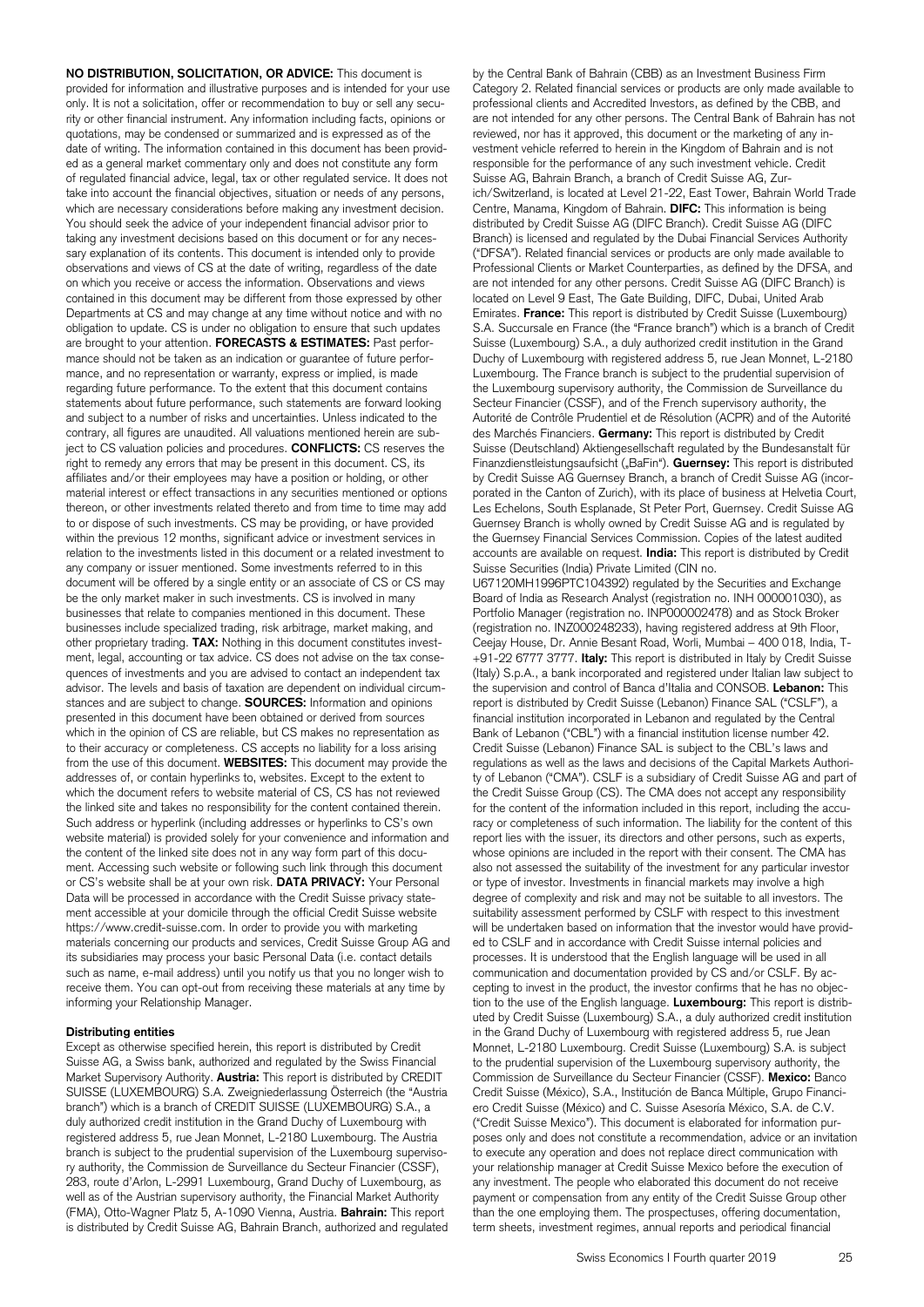**NO DISTRIBUTION, SOLICITATION, OR ADVICE:** This document is provided for information and illustrative purposes and is intended for your use only. It is not a solicitation, offer or recommendation to buy or sell any security or other financial instrument. Any information including facts, opinions or quotations, may be condensed or summarized and is expressed as of the date of writing. The information contained in this document has been provided as a general market commentary only and does not constitute any form of regulated financial advice, legal, tax or other regulated service. It does not take into account the financial objectives, situation or needs of any persons, which are necessary considerations before making any investment decision. You should seek the advice of your independent financial advisor prior to taking any investment decisions based on this document or for any necessary explanation of its contents. This document is intended only to provide observations and views of CS at the date of writing, regardless of the date on which you receive or access the information. Observations and views contained in this document may be different from those expressed by other Departments at CS and may change at any time without notice and with no obligation to update. CS is under no obligation to ensure that such updates are brought to your attention. **FORECASTS & ESTIMATES:** Past performance should not be taken as an indication or guarantee of future performance, and no representation or warranty, express or implied, is made regarding future performance. To the extent that this document contains statements about future performance, such statements are forward looking and subject to a number of risks and uncertainties. Unless indicated to the contrary, all figures are unaudited. All valuations mentioned herein are subject to CS valuation policies and procedures. **CONFLICTS:** CS reserves the right to remedy any errors that may be present in this document. CS, its affiliates and/or their employees may have a position or holding, or other material interest or effect transactions in any securities mentioned or options thereon, or other investments related thereto and from time to time may add to or dispose of such investments. CS may be providing, or have provided within the previous 12 months, significant advice or investment services in relation to the investments listed in this document or a related investment to any company or issuer mentioned. Some investments referred to in this document will be offered by a single entity or an associate of CS or CS may be the only market maker in such investments. CS is involved in many businesses that relate to companies mentioned in this document. These businesses include specialized trading, risk arbitrage, market making, and other proprietary trading. **TAX:** Nothing in this document constitutes investment, legal, accounting or tax advice. CS does not advise on the tax consequences of investments and you are advised to contact an independent tax advisor. The levels and basis of taxation are dependent on individual circumstances and are subject to change. **SOURCES:** Information and opinions presented in this document have been obtained or derived from sources which in the opinion of CS are reliable, but CS makes no representation as to their accuracy or completeness. CS accepts no liability for a loss arising from the use of this document. **WEBSITES:** This document may provide the addresses of, or contain hyperlinks to, websites. Except to the extent to which the document refers to website material of CS, CS has not reviewed the linked site and takes no responsibility for the content contained therein. Such address or hyperlink (including addresses or hyperlinks to CS's own website material) is provided solely for your convenience and information and the content of the linked site does not in any way form part of this document. Accessing such website or following such link through this document or CS's website shall be at your own risk. **DATA PRIVACY:** Your Personal Data will be processed in accordance with the Credit Suisse privacy statement accessible at your domicile through the official Credit Suisse website https://www.credit-suisse.com. In order to provide you with marketing materials concerning our products and services, Credit Suisse Group AG and its subsidiaries may process your basic Personal Data (i.e. contact details such as name, e-mail address) until you notify us that you no longer wish to receive them. You can opt-out from receiving these materials at any time by informing your Relationship Manager.

**Distributing entities**

Except as otherwise specified herein, this report is distributed by Credit Suisse AG, a Swiss bank, authorized and regulated by the Swiss Financial Market Supervisory Authority. **Austria:** This report is distributed by CREDIT SUISSE (LUXEMBOURG) S.A. Zweigniederlassung Österreich (the "Austria branch") which is a branch of CREDIT SUISSE (LUXEMBOURG) S.A., a duly authorized credit institution in the Grand Duchy of Luxembourg with registered address 5, rue Jean Monnet, L-2180 Luxembourg. The Austria branch is subject to the prudential supervision of the Luxembourg supervisory authority, the Commission de Surveillance du Secteur Financier (CSSF), 283, route d'Arlon, L-2991 Luxembourg, Grand Duchy of Luxembourg, as well as of the Austrian supervisory authority, the Financial Market Authority (FMA), Otto-Wagner Platz 5, A-1090 Vienna, Austria. **Bahrain:** This report is distributed by Credit Suisse AG, Bahrain Branch, authorized and regulated by the Central Bank of Bahrain (CBB) as an Investment Business Firm Category 2. Related financial services or products are only made available to professional clients and Accredited Investors, as defined by the CBB, and are not intended for any other persons. The Central Bank of Bahrain has not reviewed, nor has it approved, this document or the marketing of any investment vehicle referred to herein in the Kingdom of Bahrain and is not responsible for the performance of any such investment vehicle. Credit Suisse AG, Bahrain Branch, a branch of Credit Suisse AG, Zurich/Switzerland, is located at Level 21-22, East Tower, Bahrain World Trade Centre, Manama, Kingdom of Bahrain. **DIFC:** This information is being distributed by Credit Suisse AG (DIFC Branch). Credit Suisse AG (DIFC Branch) is licensed and regulated by the Dubai Financial Services Authority ("DFSA"). Related financial services or products are only made available to Professional Clients or Market Counterparties, as defined by the DFSA, and are not intended for any other persons. Credit Suisse AG (DIFC Branch) is located on Level 9 East, The Gate Building, DIFC, Dubai, United Arab Emirates. **France:** This report is distributed by Credit Suisse (Luxembourg) S.A. Succursale en France (the "France branch") which is a branch of Credit Suisse (Luxembourg) S.A., a duly authorized credit institution in the Grand Duchy of Luxembourg with registered address 5, rue Jean Monnet, L-2180 Luxembourg. The France branch is subject to the prudential supervision of the Luxembourg supervisory authority, the Commission de Surveillance du Secteur Financier (CSSF), and of the French supervisory authority, the Autorité de Contrôle Prudentiel et de Résolution (ACPR) and of the Autorité des Marchés Financiers. **Germany:** This report is distributed by Credit Suisse (Deutschland) Aktiengesellschaft regulated by the Bundesanstalt für Finanzdienstleistungsaufsicht („BaFin"). **Guernsey:** This report is distributed by Credit Suisse AG Guernsey Branch, a branch of Credit Suisse AG (incorporated in the Canton of Zurich), with its place of business at Helvetia Court, Les Echelons, South Esplanade, St Peter Port, Guernsey. Credit Suisse AG Guernsey Branch is wholly owned by Credit Suisse AG and is regulated by the Guernsey Financial Services Commission. Copies of the latest audited accounts are available on request. **India:** This report is distributed by Credit Suisse Securities (India) Private Limited (CIN no. U67120MH1996PTC104392) regulated by the Securities and Exchange Board of India as Research Analyst (registration no. INH 000001030), as Portfolio Manager (registration no. INP000002478) and as Stock Broker (registration no. INZ000248233), having registered address at 9th Floor, Ceejay House, Dr. Annie Besant Road, Worli, Mumbai – 400 018, India, T- +91-22 6777 3777. **Italy:** This report is distributed in Italy by Credit Suisse (Italy) S.p.A., a bank incorporated and registered under Italian law subject to the supervision and control of Banca d'Italia and CONSOB. **Lebanon:** This report is distributed by Credit Suisse (Lebanon) Finance SAL ("CSLF"), a financial institution incorporated in Lebanon and regulated by the Central Bank of Lebanon ("CBL") with a financial institution license number 42. Credit Suisse (Lebanon) Finance SAL is subject to the CBL's laws and regulations as well as the laws and decisions of the Capital Markets Authority of Lebanon ("CMA"). CSLF is a subsidiary of Credit Suisse AG and part of the Credit Suisse Group (CS). The CMA does not accept any responsibility for the content of the information included in this report, including the accuracy or completeness of such information. The liability for the content of this report lies with the issuer, its directors and other persons, such as experts, whose opinions are included in the report with their consent. The CMA has also not assessed the suitability of the investment for any particular investor or type of investor. Investments in financial markets may involve a high degree of complexity and risk and may not be suitable to all investors. The suitability assessment performed by CSLF with respect to this investment will be undertaken based on information that the investor would have provided to CSLF and in accordance with Credit Suisse internal policies and processes. It is understood that the English language will be used in all communication and documentation provided by CS and/or CSLF. By accepting to invest in the product, the investor confirms that he has no objection to the use of the English language. **Luxembourg:** This report is distributed by Credit Suisse (Luxembourg) S.A., a duly authorized credit institution in the Grand Duchy of Luxembourg with registered address 5, rue Jean Monnet, L-2180 Luxembourg. Credit Suisse (Luxembourg) S.A. is subject to the prudential supervision of the Luxembourg supervisory authority, the Commission de Surveillance du Secteur Financier (CSSF). **Mexico:** Banco Credit Suisse (México), S.A., Institución de Banca Múltiple, Grupo Financiero Credit Suisse (México) and C. Suisse Asesoría México, S.A. de C.V. ("Credit Suisse Mexico"). This document is elaborated for information purposes only and does not constitute a recommendation, advice or an invitation to execute any operation and does not replace direct communication with your relationship manager at Credit Suisse Mexico before the execution of any investment. The people who elaborated this document do not receive payment or compensation from any entity of the Credit Suisse Group other than the one employing them. The prospectuses, offering documentation, term sheets, investment regimes, annual reports and periodical financial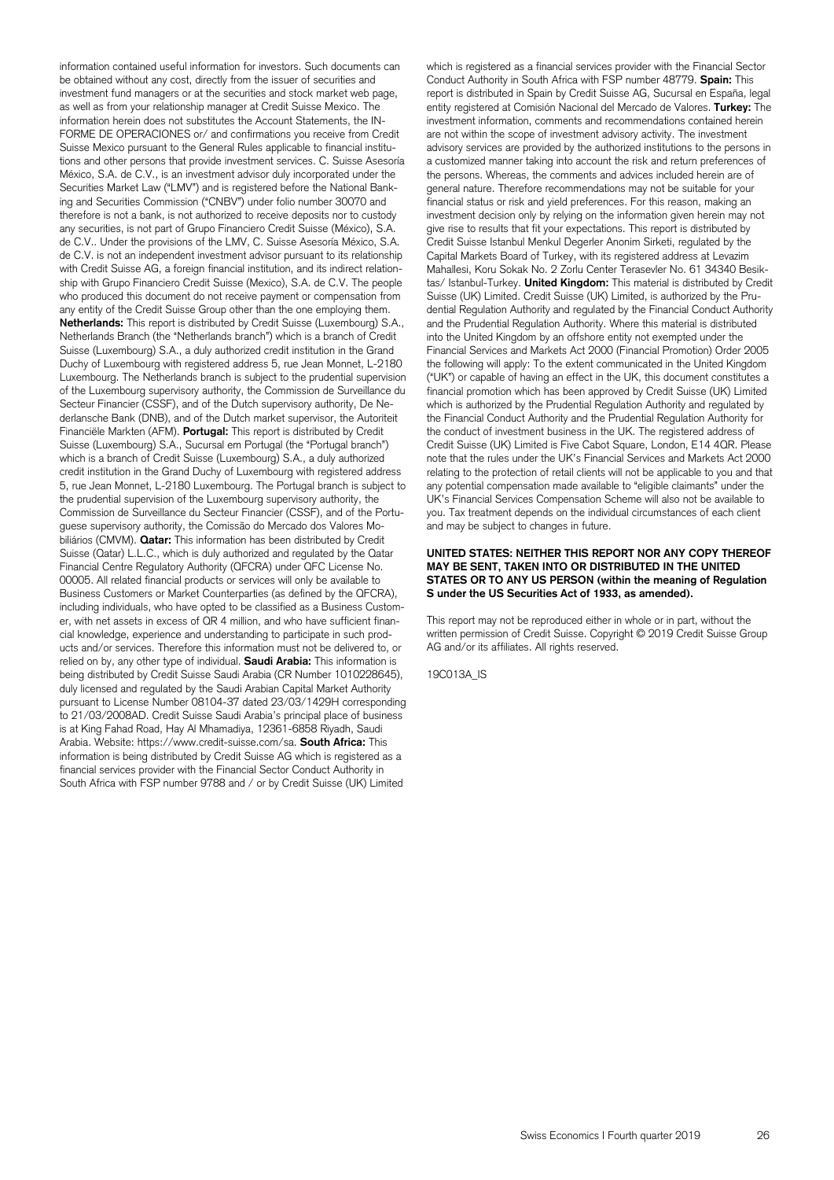information contained useful information for investors. Such documents can be obtained without any cost, directly from the issuer of securities and investment fund managers or at the securities and stock market web page, as well as from your relationship manager at Credit Suisse Mexico. The information herein does not substitutes the Account Statements, the INFORME DE OPERACIONES or/ and confirmations you receive from Credit Suisse Mexico pursuant to the General Rules applicable to financial institutions and other persons that provide investment services. C. Suisse Asesoría México, S.A. de C.V., is an investment advisor duly incorporated under the Securities Market Law ("LMV") and is registered before the National Banking and Securities Commission ("CNBV") under folio number 30070 and therefore is not a bank, is not authorized to receive deposits nor to custody any securities, is not part of Grupo Financiero Credit Suisse (México), S.A. de C.V.. Under the provisions of the LMV, C. Suisse Asesoría México, S.A. de C.V. is not an independent investment advisor pursuant to its relationship with Credit Suisse AG, a foreign financial institution, and its indirect relationship with Grupo Financiero Credit Suisse (Mexico), S.A. de C.V. The people who produced this document do not receive payment or compensation from any entity of the Credit Suisse Group other than the one employing them. **Netherlands:** This report is distributed by Credit Suisse (Luxembourg) S.A., Netherlands Branch (the "Netherlands branch") which is a branch of Credit Suisse (Luxembourg) S.A., a duly authorized credit institution in the Grand Duchy of Luxembourg with registered address 5, rue Jean Monnet, L-2180 Luxembourg. The Netherlands branch is subject to the prudential supervision of the Luxembourg supervisory authority, the Commission de Surveillance du Secteur Financier (CSSF), and of the Dutch supervisory authority, De Nederlansche Bank (DNB), and of the Dutch market supervisor, the Autoriteit Financiële Markten (AFM). **Portugal:** This report is distributed by Credit Suisse (Luxembourg) S.A., Sucursal em Portugal (the "Portugal branch") which is a branch of Credit Suisse (Luxembourg) S.A., a duly authorized credit institution in the Grand Duchy of Luxembourg with registered address 5, rue Jean Monnet, L-2180 Luxembourg. The Portugal branch is subject to the prudential supervision of the Luxembourg supervisory authority, the Commission de Surveillance du Secteur Financier (CSSF), and of the Portuguese supervisory authority, the Comissão do Mercado dos Valores Mobiliários (CMVM). **Qatar:** This information has been distributed by Credit Suisse (Qatar) L.L.C., which is duly authorized and regulated by the Qatar Financial Centre Regulatory Authority (QFCRA) under QFC License No. 00005. All related financial products or services will only be available to Business Customers or Market Counterparties (as defined by the QFCRA), including individuals, who have opted to be classified as a Business Customer, with net assets in excess of QR 4 million, and who have sufficient financial knowledge, experience and understanding to participate in such products and/or services. Therefore this information must not be delivered to, or relied on by, any other type of individual. **Saudi Arabia:** This information is being distributed by Credit Suisse Saudi Arabia (CR Number 1010228645), duly licensed and regulated by the Saudi Arabian Capital Market Authority pursuant to License Number 08104-37 dated 23/03/1429H corresponding to 21/03/2008AD. Credit Suisse Saudi Arabia's principal place of business is at King Fahad Road, Hay Al Mhamadiya, 12361-6858 Riyadh, Saudi Arabia. Website: https://www.credit-suisse.com/sa. **South Africa:** This information is being distributed by Credit Suisse AG which is registered as a financial services provider with the Financial Sector Conduct Authority in South Africa with FSP number 9788 and / or by Credit Suisse (UK) Limited which is registered as a financial services provider with the Financial Sector Conduct Authority in South Africa with FSP number 48779. **Spain:** This report is distributed in Spain by Credit Suisse AG, Sucursal en España, legal entity registered at Comisión Nacional del Mercado de Valores. **Turkey:** The investment information, comments and recommendations contained herein are not within the scope of investment advisory activity. The investment advisory services are provided by the authorized institutions to the persons in a customized manner taking into account the risk and return preferences of the persons. Whereas, the comments and advices included herein are of general nature. Therefore recommendations may not be suitable for your financial status or risk and yield preferences. For this reason, making an investment decision only by relying on the information given herein may not give rise to results that fit your expectations. This report is distributed by Credit Suisse Istanbul Menkul Degerler Anonim Sirketi, regulated by the Capital Markets Board of Turkey, with its registered address at Levazim Mahallesi, Koru Sokak No. 2 Zorlu Center Terasevler No. 61 34340 Besiktas/ Istanbul-Turkey. **United Kingdom:** This material is distributed by Credit Suisse (UK) Limited. Credit Suisse (UK) Limited, is authorized by the Prudential Regulation Authority and regulated by the Financial Conduct Authority and the Prudential Regulation Authority. Where this material is distributed into the United Kingdom by an offshore entity not exempted under the Financial Services and Markets Act 2000 (Financial Promotion) Order 2005 the following will apply: To the extent communicated in the United Kingdom ("UK") or capable of having an effect in the UK, this document constitutes a financial promotion which has been approved by Credit Suisse (UK) Limited which is authorized by the Prudential Regulation Authority and regulated by the Financial Conduct Authority and the Prudential Regulation Authority for the conduct of investment business in the UK. The registered address of Credit Suisse (UK) Limited is Five Cabot Square, London, E14 4QR. Please note that the rules under the UK's Financial Services and Markets Act 2000 relating to the protection of retail clients will not be applicable to you and that any potential compensation made available to "eligible claimants" under the UK's Financial Services Compensation Scheme will also not be available to you. Tax treatment depends on the individual circumstances of each client and may be subject to changes in future.

**UNITED STATES: NEITHER THIS REPORT NOR ANY COPY THEREOF MAY BE SENT, TAKEN INTO OR DISTRIBUTED IN THE UNITED STATES OR TO ANY US PERSON (within the meaning of Regulation S under the US Securities Act of 1933, as amended).**

This report may not be reproduced either in whole or in part, without the written permission of Credit Suisse. Copyright © 2019 Credit Suisse Group AG and/or its affiliates. All rights reserved.

19C013A_IS